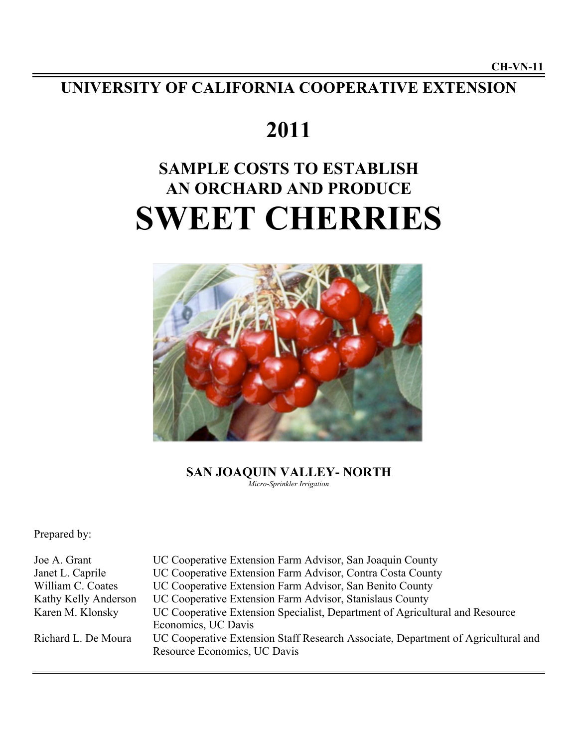CH-VN-11

# UNIVERSITY OF CALIFORNIA COOPERATIVE EXTENSION

# 2011

## SAMPLE COSTS TO ESTABLISH AN ORCHARD AND PRODUCE

# SWEET CHERRIES

### SAN JOAQUIN VALLEY- NORTH

*Micro-Sprinkler Irrigation*

Prepared by:

| | |
|---|---|
| Joe A. Grant | UC Cooperative Extension Farm Advisor, San Joaquin County |
| Janet L. Caprile | UC Cooperative Extension Farm Advisor, Contra Costa County |
| William C. Coates | UC Cooperative Extension Farm Advisor, San Benito County |
| Kathy Kelly Anderson | UC Cooperative Extension Farm Advisor, Stanislaus County |
| Karen M. Klonsky | UC Cooperative Extension Specialist, Department of Agricultural and Resource Economics, UC Davis |
| Richard L. De Moura | UC Cooperative Extension Staff Research Associate, Department of Agricultural and Resource Economics, UC Davis |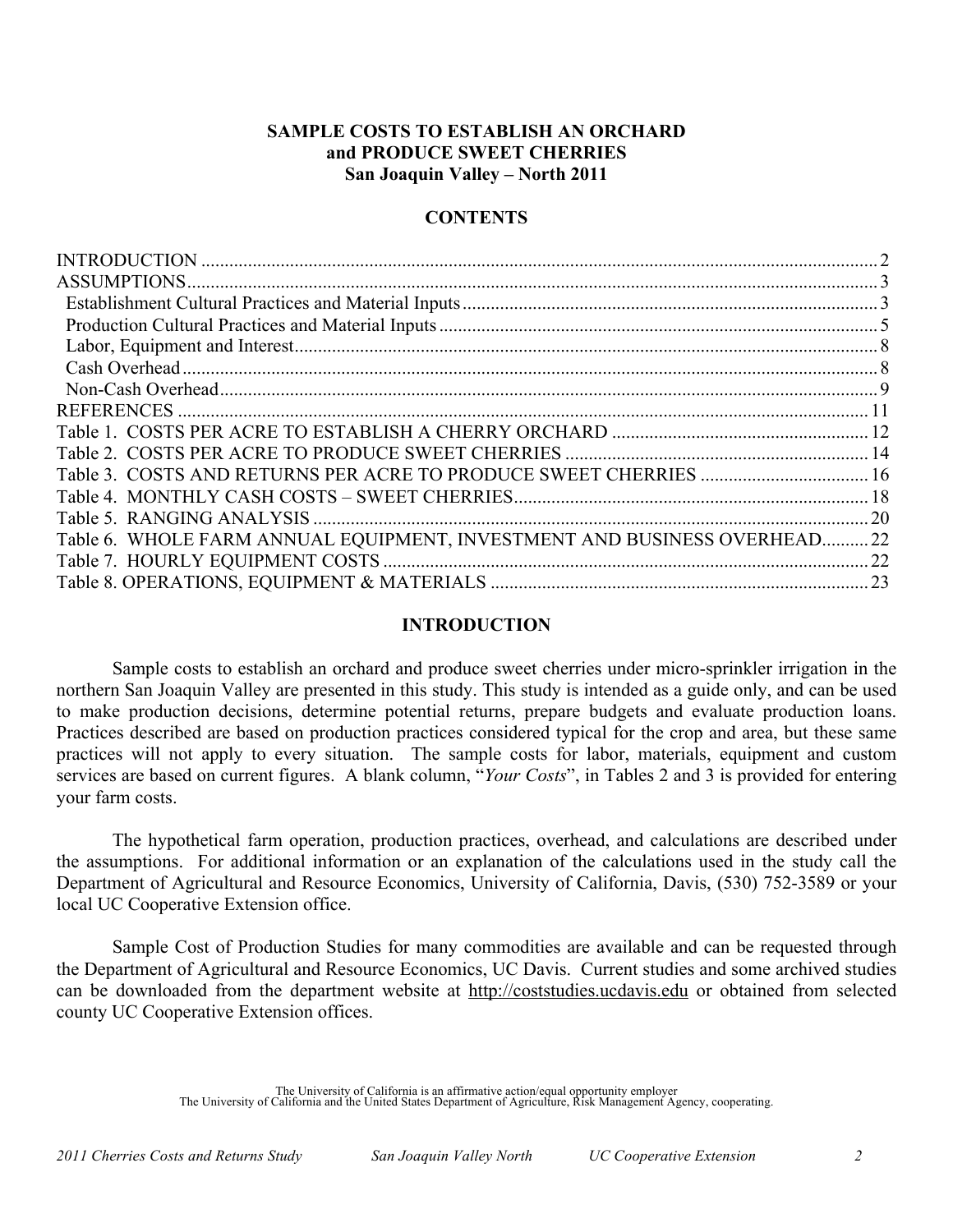**SAMPLE COSTS TO ESTABLISH AN ORCHARD**
**and PRODUCE SWEET CHERRIES**
**San Joaquin Valley – North 2011**

## CONTENTS

| | |
|---|---|
| INTRODUCTION | 2 |
| ASSUMPTIONS | 3 |
| Establishment Cultural Practices and Material Inputs | 3 |
| Production Cultural Practices and Material Inputs | 5 |
| Labor, Equipment and Interest | 8 |
| Cash Overhead | 8 |
| Non-Cash Overhead | 9 |
| REFERENCES | 11 |
| Table 1. COSTS PER ACRE TO ESTABLISH A CHERRY ORCHARD | 12 |
| Table 2. COSTS PER ACRE TO PRODUCE SWEET CHERRIES | 14 |
| Table 3. COSTS AND RETURNS PER ACRE TO PRODUCE SWEET CHERRIES | 16 |
| Table 4. MONTHLY CASH COSTS – SWEET CHERRIES | 18 |
| Table 5. RANGING ANALYSIS | 20 |
| Table 6. WHOLE FARM ANNUAL EQUIPMENT, INVESTMENT AND BUSINESS OVERHEAD | 22 |
| Table 7. HOURLY EQUIPMENT COSTS | 22 |
| Table 8. OPERATIONS, EQUIPMENT & MATERIALS | 23 |

## INTRODUCTION

Sample costs to establish an orchard and produce sweet cherries under micro-sprinkler irrigation in the northern San Joaquin Valley are presented in this study. This study is intended as a guide only, and can be used to make production decisions, determine potential returns, prepare budgets and evaluate production loans. Practices described are based on production practices considered typical for the crop and area, but these same practices will not apply to every situation. The sample costs for labor, materials, equipment and custom services are based on current figures. A blank column, "*Your Costs*", in Tables 2 and 3 is provided for entering your farm costs.

The hypothetical farm operation, production practices, overhead, and calculations are described under the assumptions. For additional information or an explanation of the calculations used in the study call the Department of Agricultural and Resource Economics, University of California, Davis, (530) 752-3589 or your local UC Cooperative Extension office.

Sample Cost of Production Studies for many commodities are available and can be requested through the Department of Agricultural and Resource Economics, UC Davis. Current studies and some archived studies can be downloaded from the department website at http://coststudies.ucdavis.edu or obtained from selected county UC Cooperative Extension offices.

The University of California is an affirmative action/equal opportunity employer
The University of California and the United States Department of Agriculture, Risk Management Agency, cooperating.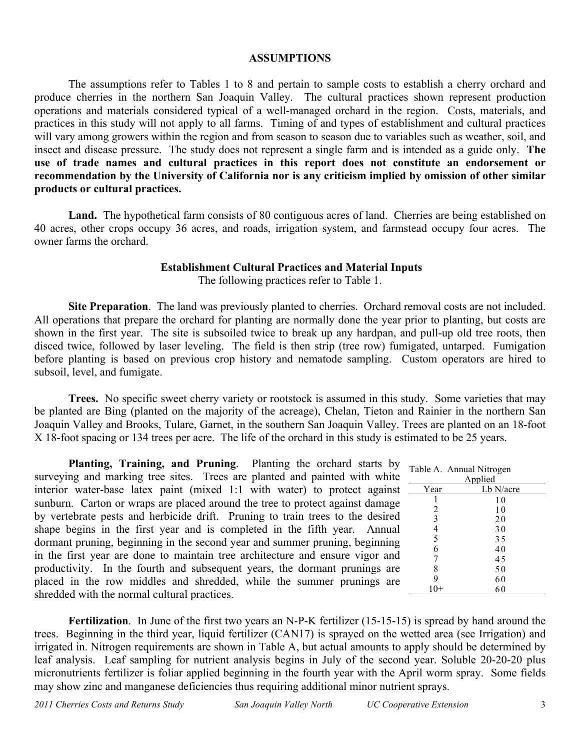## ASSUMPTIONS

The assumptions refer to Tables 1 to 8 and pertain to sample costs to establish a cherry orchard and produce cherries in the northern San Joaquin Valley. The cultural practices shown represent production operations and materials considered typical of a well-managed orchard in the region. Costs, materials, and practices in this study will not apply to all farms. Timing of and types of establishment and cultural practices will vary among growers within the region and from season to season due to variables such as weather, soil, and insect and disease pressure. The study does not represent a single farm and is intended as a guide only. **The use of trade names and cultural practices in this report does not constitute an endorsement or recommendation by the University of California nor is any criticism implied by omission of other similar products or cultural practices.**

**Land.** The hypothetical farm consists of 80 contiguous acres of land. Cherries are being established on 40 acres, other crops occupy 36 acres, and roads, irrigation system, and farmstead occupy four acres. The owner farms the orchard.

### Establishment Cultural Practices and Material Inputs

The following practices refer to Table 1.

**Site Preparation**. The land was previously planted to cherries. Orchard removal costs are not included. All operations that prepare the orchard for planting are normally done the year prior to planting, but costs are shown in the first year. The site is subsoiled twice to break up any hardpan, and pull-up old tree roots, then disced twice, followed by laser leveling. The field is then strip (tree row) fumigated, untarped. Fumigation before planting is based on previous crop history and nematode sampling. Custom operators are hired to subsoil, level, and fumigate.

**Trees.** No specific sweet cherry variety or rootstock is assumed in this study. Some varieties that may be planted are Bing (planted on the majority of the acreage), Chelan, Tieton and Rainier in the northern San Joaquin Valley and Brooks, Tulare, Garnet, in the southern San Joaquin Valley. Trees are planted on an 18-foot X 18-foot spacing or 134 trees per acre. The life of the orchard in this study is estimated to be 25 years.

**Planting, Training, and Pruning**. Planting the orchard starts by surveying and marking tree sites. Trees are planted and painted with white interior water-base latex paint (mixed 1:1 with water) to protect against sunburn. Carton or wraps are placed around the tree to protect against damage by vertebrate pests and herbicide drift. Pruning to train trees to the desired shape begins in the first year and is completed in the fifth year. Annual dormant pruning, beginning in the second year and summer pruning, beginning in the first year are done to maintain tree architecture and ensure vigor and productivity. In the fourth and subsequent years, the dormant prunings are placed in the row middles and shredded, while the summer prunings are shredded with the normal cultural practices.

Table A. Annual Nitrogen Applied

| Year | Lb N/acre |
|---|---|
| 1 | 10 |
| 2 | 10 |
| 3 | 20 |
| 4 | 30 |
| 5 | 35 |
| 6 | 40 |
| 7 | 45 |
| 8 | 50 |
| 9 | 60 |
| 10+ | 60 |

**Fertilization**. In June of the first two years an N-P-K fertilizer (15-15-15) is spread by hand around the trees. Beginning in the third year, liquid fertilizer (CAN17) is sprayed on the wetted area (see Irrigation) and irrigated in. Nitrogen requirements are shown in Table A, but actual amounts to apply should be determined by leaf analysis. Leaf sampling for nutrient analysis begins in July of the second year. Soluble 20-20-20 plus micronutrients fertilizer is foliar applied beginning in the fourth year with the April worm spray. Some fields may show zinc and manganese deficiencies thus requiring additional minor nutrient sprays.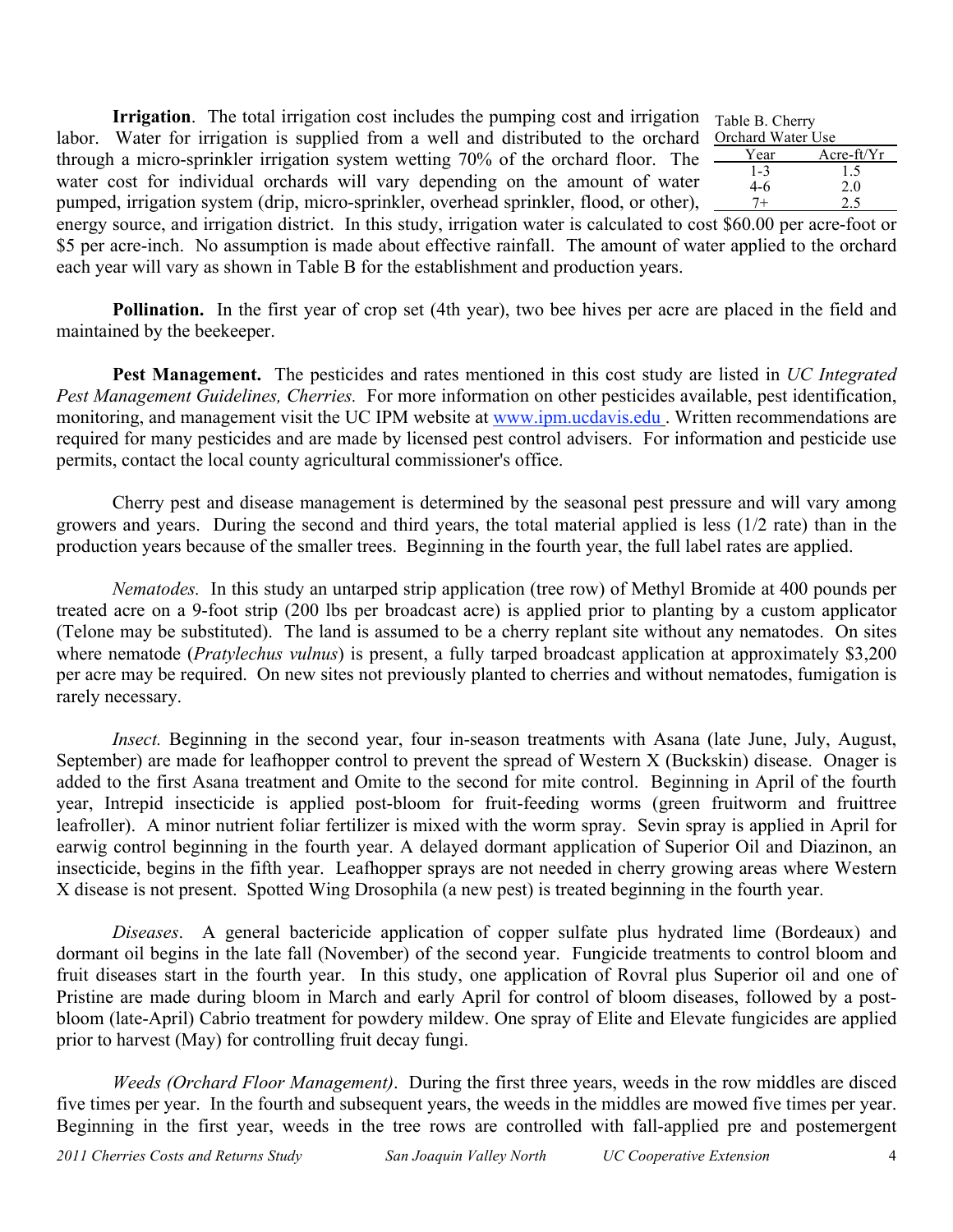**Irrigation**. The total irrigation cost includes the pumping cost and irrigation labor. Water for irrigation is supplied from a well and distributed to the orchard through a micro-sprinkler irrigation system wetting 70% of the orchard floor. The water cost for individual orchards will vary depending on the amount of water pumped, irrigation system (drip, micro-sprinkler, overhead sprinkler, flood, or other), energy source, and irrigation district. In this study, irrigation water is calculated to cost $60.00 per acre-foot or $5 per acre-inch. No assumption is made about effective rainfall. The amount of water applied to the orchard each year will vary as shown in Table B for the establishment and production years.

Table B. Cherry Orchard Water Use

| Year | Acre-ft/Yr |
|---|---|
| 1-3 | 1.5 |
| 4-6 | 2.0 |
| 7+ | 2.5 |

**Pollination.** In the first year of crop set (4th year), two bee hives per acre are placed in the field and maintained by the beekeeper.

**Pest Management.** The pesticides and rates mentioned in this cost study are listed in *UC Integrated Pest Management Guidelines, Cherries.* For more information on other pesticides available, pest identification, monitoring, and management visit the UC IPM website at www.ipm.ucdavis.edu . Written recommendations are required for many pesticides and are made by licensed pest control advisers. For information and pesticide use permits, contact the local county agricultural commissioner's office.

Cherry pest and disease management is determined by the seasonal pest pressure and will vary among growers and years. During the second and third years, the total material applied is less (1/2 rate) than in the production years because of the smaller trees. Beginning in the fourth year, the full label rates are applied.

*Nematodes.* In this study an untarped strip application (tree row) of Methyl Bromide at 400 pounds per treated acre on a 9-foot strip (200 lbs per broadcast acre) is applied prior to planting by a custom applicator (Telone may be substituted). The land is assumed to be a cherry replant site without any nematodes. On sites where nematode (*Pratylechus vulnus*) is present, a fully tarped broadcast application at approximately $3,200 per acre may be required. On new sites not previously planted to cherries and without nematodes, fumigation is rarely necessary.

*Insect.* Beginning in the second year, four in-season treatments with Asana (late June, July, August, September) are made for leafhopper control to prevent the spread of Western X (Buckskin) disease. Onager is added to the first Asana treatment and Omite to the second for mite control. Beginning in April of the fourth year, Intrepid insecticide is applied post-bloom for fruit-feeding worms (green fruitworm and fruittree leafroller). A minor nutrient foliar fertilizer is mixed with the worm spray. Sevin spray is applied in April for earwig control beginning in the fourth year. A delayed dormant application of Superior Oil and Diazinon, an insecticide, begins in the fifth year. Leafhopper sprays are not needed in cherry growing areas where Western X disease is not present. Spotted Wing Drosophila (a new pest) is treated beginning in the fourth year.

*Diseases*. A general bactericide application of copper sulfate plus hydrated lime (Bordeaux) and dormant oil begins in the late fall (November) of the second year. Fungicide treatments to control bloom and fruit diseases start in the fourth year. In this study, one application of Rovral plus Superior oil and one of Pristine are made during bloom in March and early April for control of bloom diseases, followed by a post-bloom (late-April) Cabrio treatment for powdery mildew. One spray of Elite and Elevate fungicides are applied prior to harvest (May) for controlling fruit decay fungi.

*Weeds (Orchard Floor Management)*. During the first three years, weeds in the row middles are disced five times per year. In the fourth and subsequent years, the weeds in the middles are mowed five times per year. Beginning in the first year, weeds in the tree rows are controlled with fall-applied pre and postemergent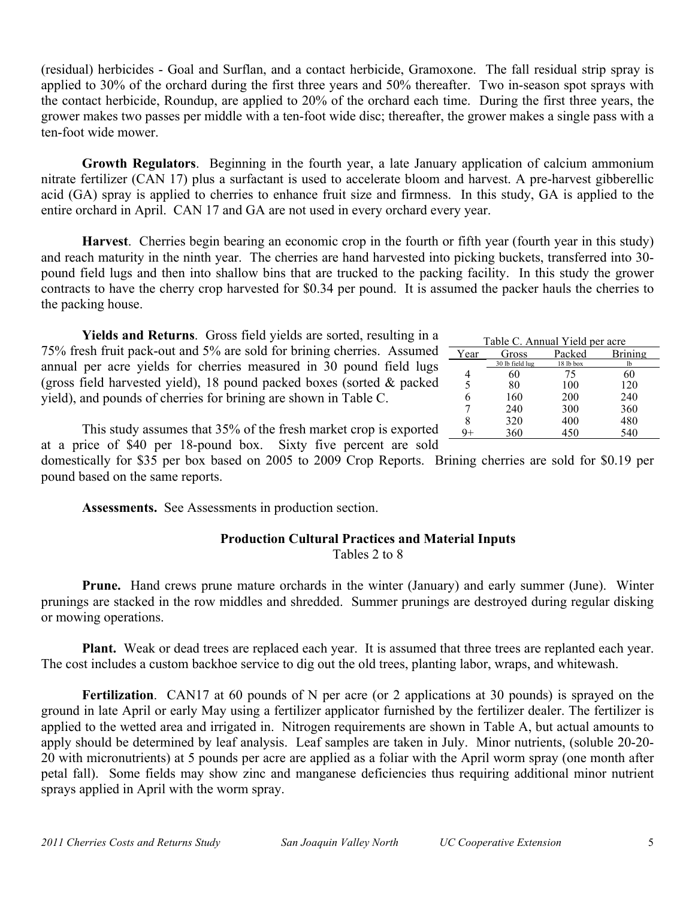(residual) herbicides - Goal and Surflan, and a contact herbicide, Gramoxone. The fall residual strip spray is applied to 30% of the orchard during the first three years and 50% thereafter. Two in-season spot sprays with the contact herbicide, Roundup, are applied to 20% of the orchard each time. During the first three years, the grower makes two passes per middle with a ten-foot wide disc; thereafter, the grower makes a single pass with a ten-foot wide mower.

**Growth Regulators**. Beginning in the fourth year, a late January application of calcium ammonium nitrate fertilizer (CAN 17) plus a surfactant is used to accelerate bloom and harvest. A pre-harvest gibberellic acid (GA) spray is applied to cherries to enhance fruit size and firmness. In this study, GA is applied to the entire orchard in April. CAN 17 and GA are not used in every orchard every year.

**Harvest**. Cherries begin bearing an economic crop in the fourth or fifth year (fourth year in this study) and reach maturity in the ninth year. The cherries are hand harvested into picking buckets, transferred into 30-pound field lugs and then into shallow bins that are trucked to the packing facility. In this study the grower contracts to have the cherry crop harvested for $0.34 per pound. It is assumed the packer hauls the cherries to the packing house.

**Yields and Returns**. Gross field yields are sorted, resulting in a 75% fresh fruit pack-out and 5% are sold for brining cherries. Assumed annual per acre yields for cherries measured in 30 pound field lugs (gross field harvested yield), 18 pound packed boxes (sorted & packed yield), and pounds of cherries for brining are shown in Table C.

Table C. Annual Yield per acre

| Year | Gross | Packed | Brining |
|---|---|---|---|
| | 30 lb field lug | 18 lb box | lb |
| 4 | 60 | 75 | 60 |
| 5 | 80 | 100 | 120 |
| 6 | 160 | 200 | 240 |
| 7 | 240 | 300 | 360 |
| 8 | 320 | 400 | 480 |
| 9+ | 360 | 450 | 540 |

This study assumes that 35% of the fresh market crop is exported at a price of $40 per 18-pound box. Sixty five percent are sold domestically for $35 per box based on 2005 to 2009 Crop Reports. Brining cherries are sold for $0.19 per pound based on the same reports.

**Assessments.** See Assessments in production section.

## Production Cultural Practices and Material Inputs

Tables 2 to 8

**Prune.** Hand crews prune mature orchards in the winter (January) and early summer (June). Winter prunings are stacked in the row middles and shredded. Summer prunings are destroyed during regular disking or mowing operations.

**Plant.** Weak or dead trees are replaced each year. It is assumed that three trees are replanted each year. The cost includes a custom backhoe service to dig out the old trees, planting labor, wraps, and whitewash.

**Fertilization**. CAN17 at 60 pounds of N per acre (or 2 applications at 30 pounds) is sprayed on the ground in late April or early May using a fertilizer applicator furnished by the fertilizer dealer. The fertilizer is applied to the wetted area and irrigated in. Nitrogen requirements are shown in Table A, but actual amounts to apply should be determined by leaf analysis. Leaf samples are taken in July. Minor nutrients, (soluble 20-20-20 with micronutrients) at 5 pounds per acre are applied as a foliar with the April worm spray (one month after petal fall). Some fields may show zinc and manganese deficiencies thus requiring additional minor nutrient sprays applied in April with the worm spray.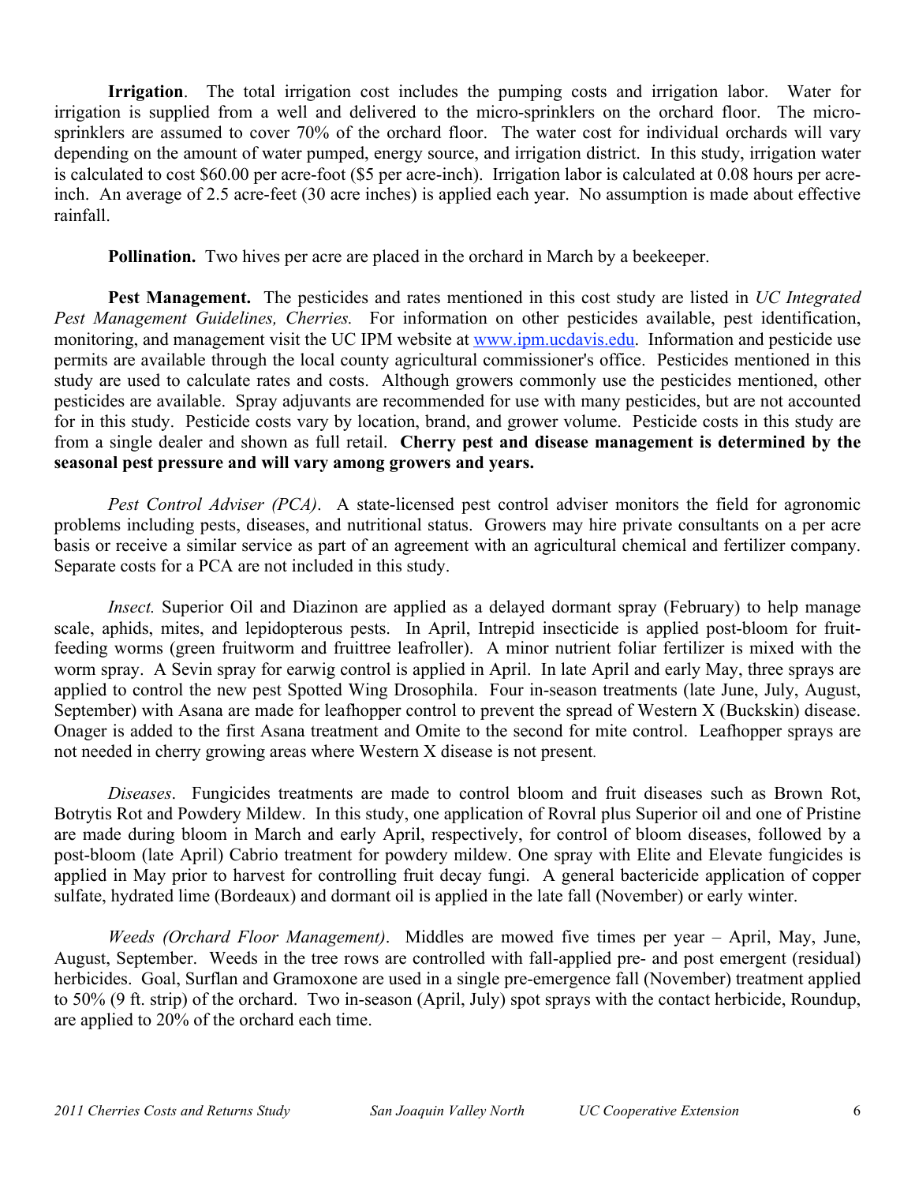**Irrigation**. The total irrigation cost includes the pumping costs and irrigation labor. Water for irrigation is supplied from a well and delivered to the micro-sprinklers on the orchard floor. The micro-sprinklers are assumed to cover 70% of the orchard floor. The water cost for individual orchards will vary depending on the amount of water pumped, energy source, and irrigation district. In this study, irrigation water is calculated to cost $60.00 per acre-foot ($5 per acre-inch). Irrigation labor is calculated at 0.08 hours per acre-inch. An average of 2.5 acre-feet (30 acre inches) is applied each year. No assumption is made about effective rainfall.

**Pollination.** Two hives per acre are placed in the orchard in March by a beekeeper.

**Pest Management.** The pesticides and rates mentioned in this cost study are listed in *UC Integrated Pest Management Guidelines, Cherries.* For information on other pesticides available, pest identification, monitoring, and management visit the UC IPM website at www.ipm.ucdavis.edu. Information and pesticide use permits are available through the local county agricultural commissioner's office. Pesticides mentioned in this study are used to calculate rates and costs. Although growers commonly use the pesticides mentioned, other pesticides are available. Spray adjuvants are recommended for use with many pesticides, but are not accounted for in this study. Pesticide costs vary by location, brand, and grower volume. Pesticide costs in this study are from a single dealer and shown as full retail. **Cherry pest and disease management is determined by the seasonal pest pressure and will vary among growers and years.**

*Pest Control Adviser (PCA)*. A state-licensed pest control adviser monitors the field for agronomic problems including pests, diseases, and nutritional status. Growers may hire private consultants on a per acre basis or receive a similar service as part of an agreement with an agricultural chemical and fertilizer company. Separate costs for a PCA are not included in this study.

*Insect.* Superior Oil and Diazinon are applied as a delayed dormant spray (February) to help manage scale, aphids, mites, and lepidopterous pests. In April, Intrepid insecticide is applied post-bloom for fruit-feeding worms (green fruitworm and fruittree leafroller). A minor nutrient foliar fertilizer is mixed with the worm spray. A Sevin spray for earwig control is applied in April. In late April and early May, three sprays are applied to control the new pest Spotted Wing Drosophila. Four in-season treatments (late June, July, August, September) with Asana are made for leafhopper control to prevent the spread of Western X (Buckskin) disease. Onager is added to the first Asana treatment and Omite to the second for mite control. Leafhopper sprays are not needed in cherry growing areas where Western X disease is not present.

*Diseases*. Fungicides treatments are made to control bloom and fruit diseases such as Brown Rot, Botrytis Rot and Powdery Mildew. In this study, one application of Rovral plus Superior oil and one of Pristine are made during bloom in March and early April, respectively, for control of bloom diseases, followed by a post-bloom (late April) Cabrio treatment for powdery mildew. One spray with Elite and Elevate fungicides is applied in May prior to harvest for controlling fruit decay fungi. A general bactericide application of copper sulfate, hydrated lime (Bordeaux) and dormant oil is applied in the late fall (November) or early winter.

*Weeds (Orchard Floor Management)*. Middles are mowed five times per year – April, May, June, August, September. Weeds in the tree rows are controlled with fall-applied pre- and post emergent (residual) herbicides. Goal, Surflan and Gramoxone are used in a single pre-emergence fall (November) treatment applied to 50% (9 ft. strip) of the orchard. Two in-season (April, July) spot sprays with the contact herbicide, Roundup, are applied to 20% of the orchard each time.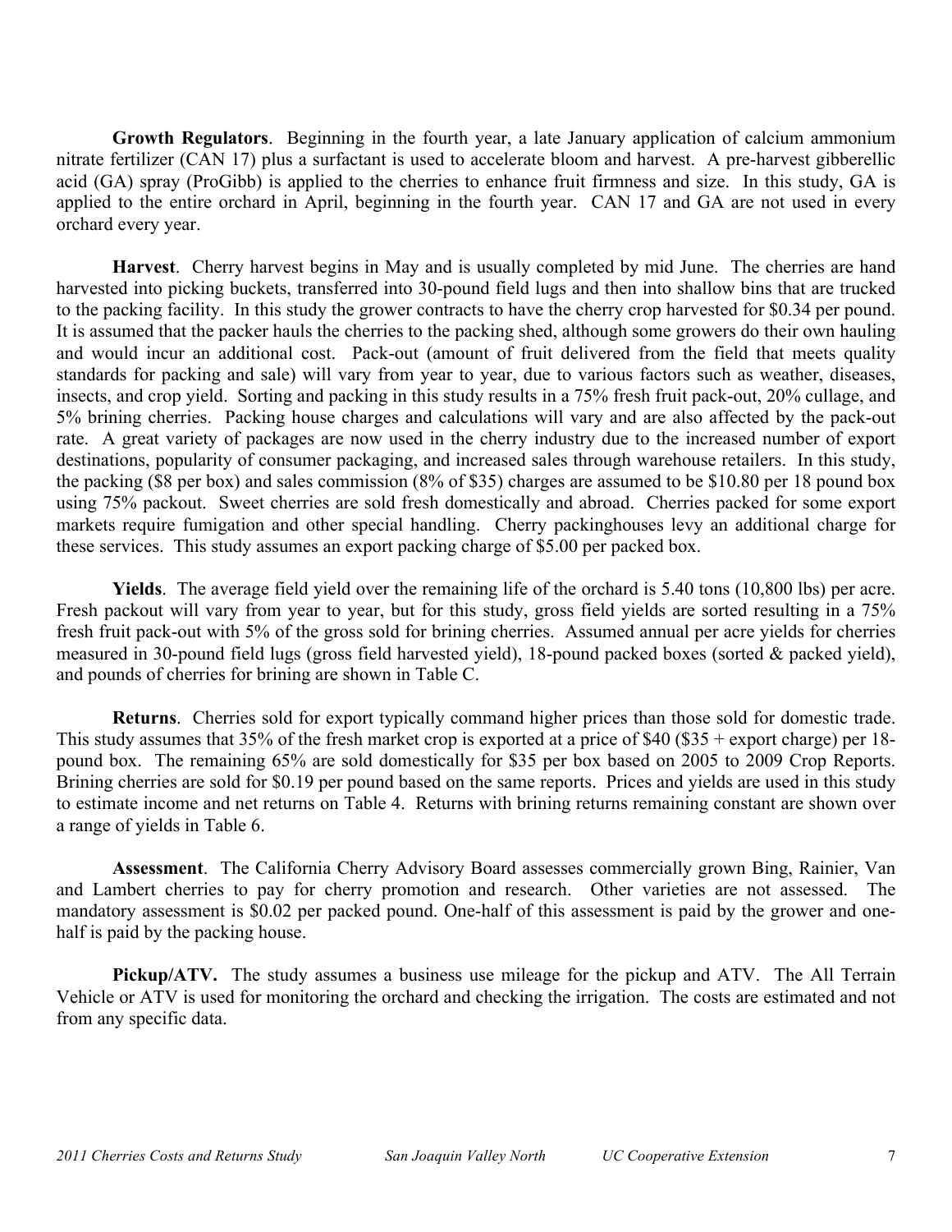**Growth Regulators**. Beginning in the fourth year, a late January application of calcium ammonium nitrate fertilizer (CAN 17) plus a surfactant is used to accelerate bloom and harvest. A pre-harvest gibberellic acid (GA) spray (ProGibb) is applied to the cherries to enhance fruit firmness and size. In this study, GA is applied to the entire orchard in April, beginning in the fourth year. CAN 17 and GA are not used in every orchard every year.

**Harvest**. Cherry harvest begins in May and is usually completed by mid June. The cherries are hand harvested into picking buckets, transferred into 30-pound field lugs and then into shallow bins that are trucked to the packing facility. In this study the grower contracts to have the cherry crop harvested for $0.34 per pound. It is assumed that the packer hauls the cherries to the packing shed, although some growers do their own hauling and would incur an additional cost. Pack-out (amount of fruit delivered from the field that meets quality standards for packing and sale) will vary from year to year, due to various factors such as weather, diseases, insects, and crop yield. Sorting and packing in this study results in a 75% fresh fruit pack-out, 20% cullage, and 5% brining cherries. Packing house charges and calculations will vary and are also affected by the pack-out rate. A great variety of packages are now used in the cherry industry due to the increased number of export destinations, popularity of consumer packaging, and increased sales through warehouse retailers. In this study, the packing ($8 per box) and sales commission (8% of $35) charges are assumed to be $10.80 per 18 pound box using 75% packout. Sweet cherries are sold fresh domestically and abroad. Cherries packed for some export markets require fumigation and other special handling. Cherry packinghouses levy an additional charge for these services. This study assumes an export packing charge of $5.00 per packed box.

**Yields**. The average field yield over the remaining life of the orchard is 5.40 tons (10,800 lbs) per acre. Fresh packout will vary from year to year, but for this study, gross field yields are sorted resulting in a 75% fresh fruit pack-out with 5% of the gross sold for brining cherries. Assumed annual per acre yields for cherries measured in 30-pound field lugs (gross field harvested yield), 18-pound packed boxes (sorted & packed yield), and pounds of cherries for brining are shown in Table C.

**Returns**. Cherries sold for export typically command higher prices than those sold for domestic trade. This study assumes that 35% of the fresh market crop is exported at a price of $40 ($35 + export charge) per 18-pound box. The remaining 65% are sold domestically for $35 per box based on 2005 to 2009 Crop Reports. Brining cherries are sold for $0.19 per pound based on the same reports. Prices and yields are used in this study to estimate income and net returns on Table 4. Returns with brining returns remaining constant are shown over a range of yields in Table 6.

**Assessment**. The California Cherry Advisory Board assesses commercially grown Bing, Rainier, Van and Lambert cherries to pay for cherry promotion and research. Other varieties are not assessed. The mandatory assessment is $0.02 per packed pound. One-half of this assessment is paid by the grower and one-half is paid by the packing house.

**Pickup/ATV.** The study assumes a business use mileage for the pickup and ATV. The All Terrain Vehicle or ATV is used for monitoring the orchard and checking the irrigation. The costs are estimated and not from any specific data.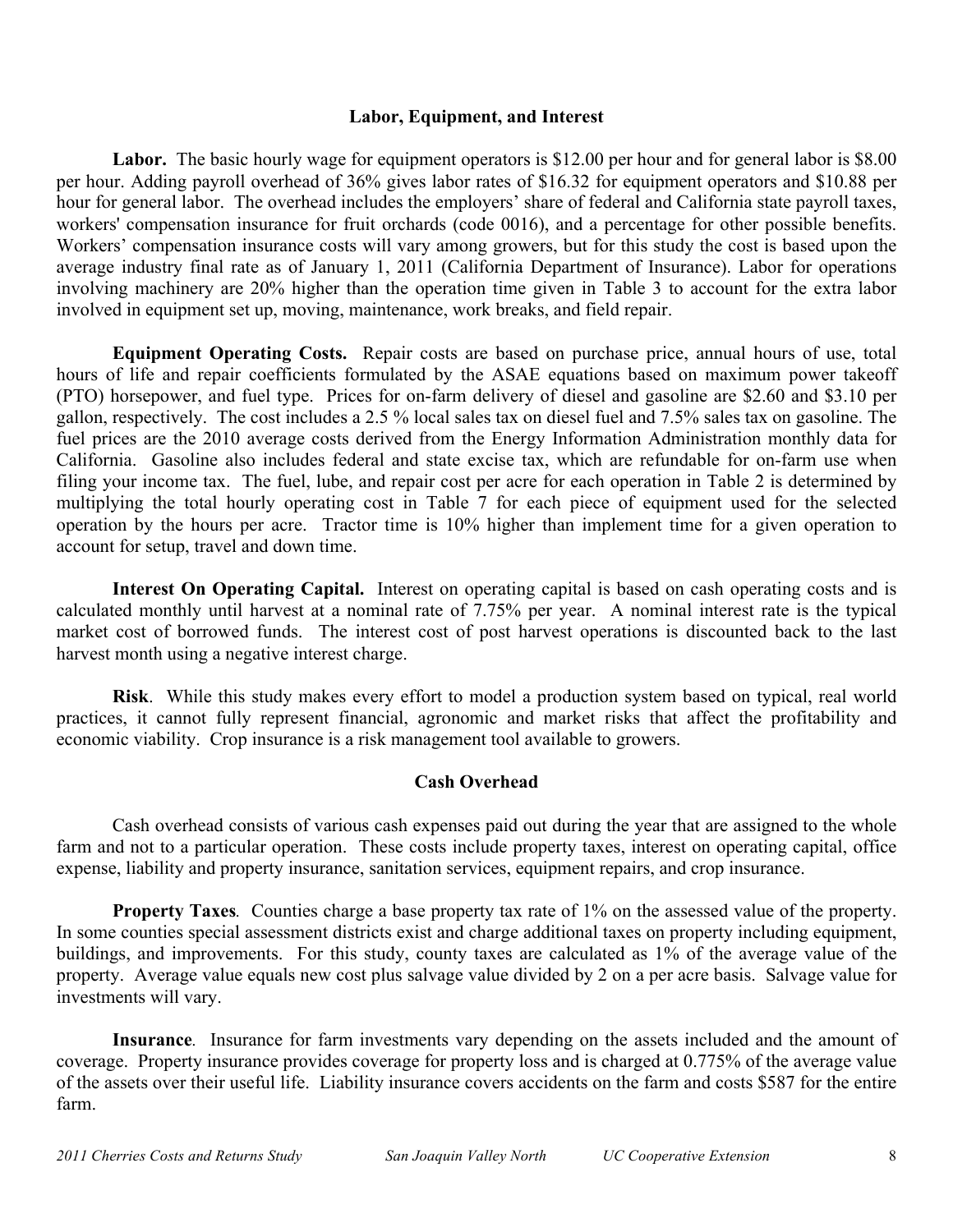## Labor, Equipment, and Interest

**Labor.** The basic hourly wage for equipment operators is $12.00 per hour and for general labor is $8.00 per hour. Adding payroll overhead of 36% gives labor rates of $16.32 for equipment operators and $10.88 per hour for general labor. The overhead includes the employers' share of federal and California state payroll taxes, workers' compensation insurance for fruit orchards (code 0016), and a percentage for other possible benefits. Workers' compensation insurance costs will vary among growers, but for this study the cost is based upon the average industry final rate as of January 1, 2011 (California Department of Insurance). Labor for operations involving machinery are 20% higher than the operation time given in Table 3 to account for the extra labor involved in equipment set up, moving, maintenance, work breaks, and field repair.

**Equipment Operating Costs.** Repair costs are based on purchase price, annual hours of use, total hours of life and repair coefficients formulated by the ASAE equations based on maximum power takeoff (PTO) horsepower, and fuel type. Prices for on-farm delivery of diesel and gasoline are $2.60 and $3.10 per gallon, respectively. The cost includes a 2.5 % local sales tax on diesel fuel and 7.5% sales tax on gasoline. The fuel prices are the 2010 average costs derived from the Energy Information Administration monthly data for California. Gasoline also includes federal and state excise tax, which are refundable for on-farm use when filing your income tax. The fuel, lube, and repair cost per acre for each operation in Table 2 is determined by multiplying the total hourly operating cost in Table 7 for each piece of equipment used for the selected operation by the hours per acre. Tractor time is 10% higher than implement time for a given operation to account for setup, travel and down time.

**Interest On Operating Capital.** Interest on operating capital is based on cash operating costs and is calculated monthly until harvest at a nominal rate of 7.75% per year. A nominal interest rate is the typical market cost of borrowed funds. The interest cost of post harvest operations is discounted back to the last harvest month using a negative interest charge.

**Risk**. While this study makes every effort to model a production system based on typical, real world practices, it cannot fully represent financial, agronomic and market risks that affect the profitability and economic viability. Crop insurance is a risk management tool available to growers.

## Cash Overhead

Cash overhead consists of various cash expenses paid out during the year that are assigned to the whole farm and not to a particular operation. These costs include property taxes, interest on operating capital, office expense, liability and property insurance, sanitation services, equipment repairs, and crop insurance.

**Property Taxes**. Counties charge a base property tax rate of 1% on the assessed value of the property. In some counties special assessment districts exist and charge additional taxes on property including equipment, buildings, and improvements. For this study, county taxes are calculated as 1% of the average value of the property. Average value equals new cost plus salvage value divided by 2 on a per acre basis. Salvage value for investments will vary.

**Insurance**. Insurance for farm investments vary depending on the assets included and the amount of coverage. Property insurance provides coverage for property loss and is charged at 0.775% of the average value of the assets over their useful life. Liability insurance covers accidents on the farm and costs $587 for the entire farm.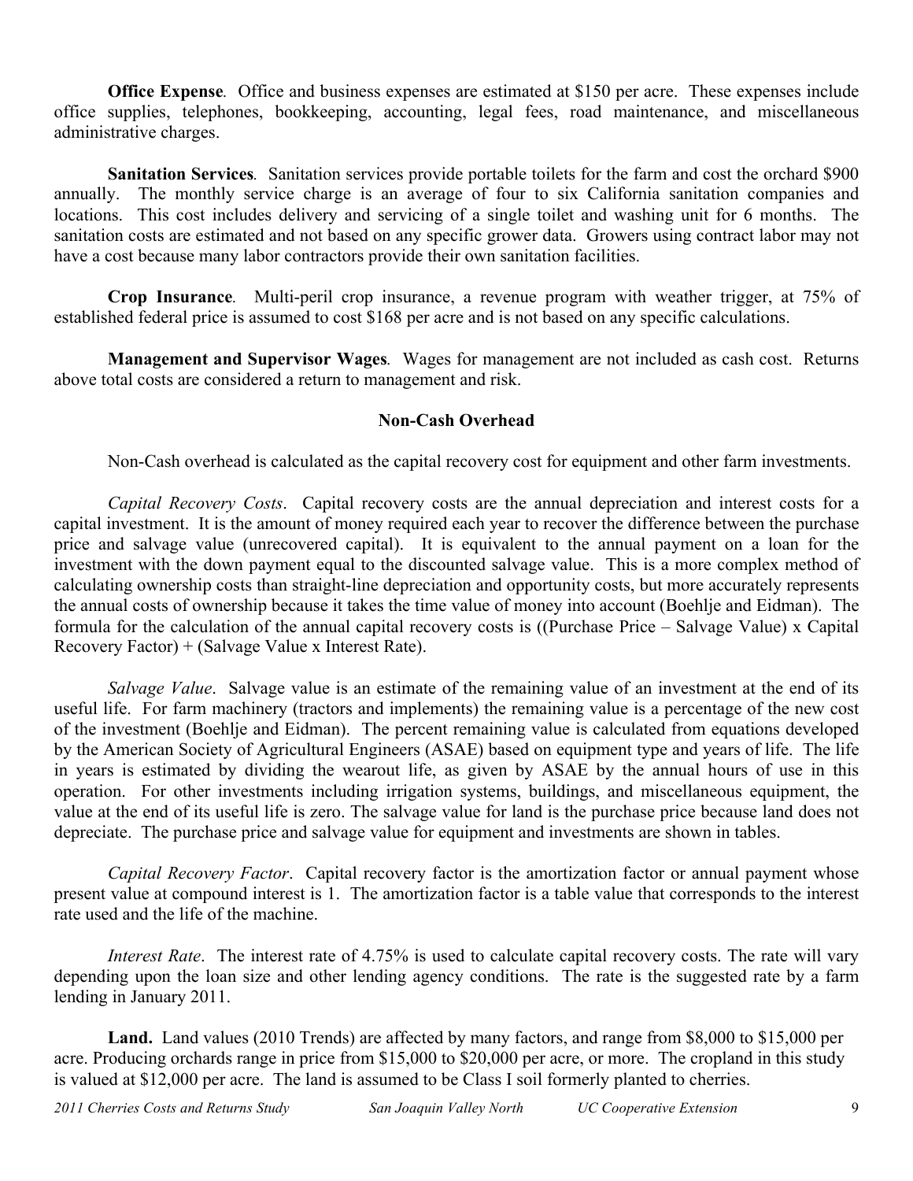**Office Expense**. Office and business expenses are estimated at $150 per acre. These expenses include office supplies, telephones, bookkeeping, accounting, legal fees, road maintenance, and miscellaneous administrative charges.

**Sanitation Services**. Sanitation services provide portable toilets for the farm and cost the orchard $900 annually. The monthly service charge is an average of four to six California sanitation companies and locations. This cost includes delivery and servicing of a single toilet and washing unit for 6 months. The sanitation costs are estimated and not based on any specific grower data. Growers using contract labor may not have a cost because many labor contractors provide their own sanitation facilities.

**Crop Insurance**. Multi-peril crop insurance, a revenue program with weather trigger, at 75% of established federal price is assumed to cost $168 per acre and is not based on any specific calculations.

**Management and Supervisor Wages**. Wages for management are not included as cash cost. Returns above total costs are considered a return to management and risk.

## Non-Cash Overhead

Non-Cash overhead is calculated as the capital recovery cost for equipment and other farm investments.

*Capital Recovery Costs*. Capital recovery costs are the annual depreciation and interest costs for a capital investment. It is the amount of money required each year to recover the difference between the purchase price and salvage value (unrecovered capital). It is equivalent to the annual payment on a loan for the investment with the down payment equal to the discounted salvage value. This is a more complex method of calculating ownership costs than straight-line depreciation and opportunity costs, but more accurately represents the annual costs of ownership because it takes the time value of money into account (Boehlje and Eidman). The formula for the calculation of the annual capital recovery costs is ((Purchase Price – Salvage Value) x Capital Recovery Factor) + (Salvage Value x Interest Rate).

*Salvage Value*. Salvage value is an estimate of the remaining value of an investment at the end of its useful life. For farm machinery (tractors and implements) the remaining value is a percentage of the new cost of the investment (Boehlje and Eidman). The percent remaining value is calculated from equations developed by the American Society of Agricultural Engineers (ASAE) based on equipment type and years of life. The life in years is estimated by dividing the wearout life, as given by ASAE by the annual hours of use in this operation. For other investments including irrigation systems, buildings, and miscellaneous equipment, the value at the end of its useful life is zero. The salvage value for land is the purchase price because land does not depreciate. The purchase price and salvage value for equipment and investments are shown in tables.

*Capital Recovery Factor*. Capital recovery factor is the amortization factor or annual payment whose present value at compound interest is 1. The amortization factor is a table value that corresponds to the interest rate used and the life of the machine.

*Interest Rate*. The interest rate of 4.75% is used to calculate capital recovery costs. The rate will vary depending upon the loan size and other lending agency conditions. The rate is the suggested rate by a farm lending in January 2011.

**Land.** Land values (2010 Trends) are affected by many factors, and range from $8,000 to $15,000 per acre. Producing orchards range in price from $15,000 to $20,000 per acre, or more. The cropland in this study is valued at $12,000 per acre. The land is assumed to be Class I soil formerly planted to cherries.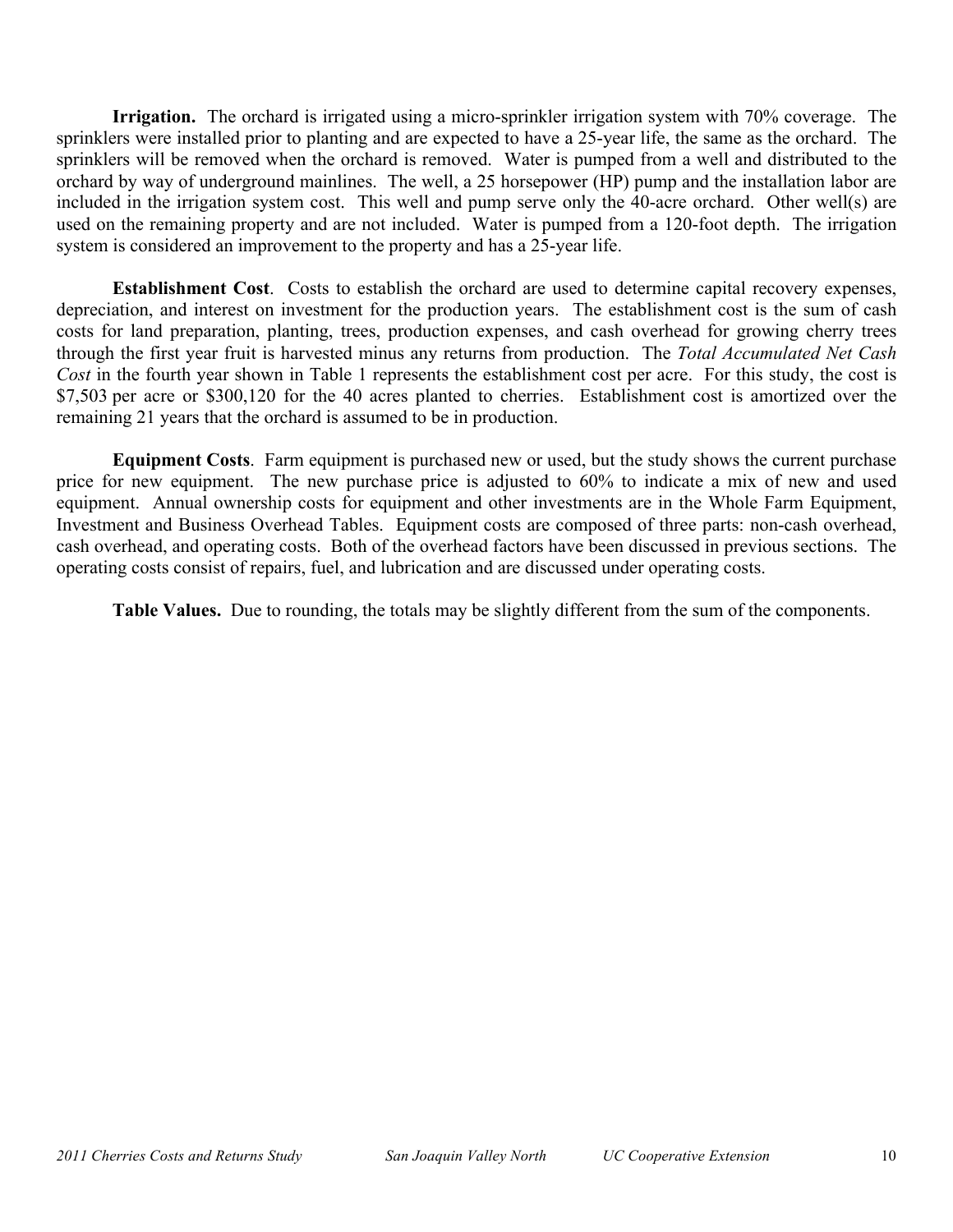**Irrigation.** The orchard is irrigated using a micro-sprinkler irrigation system with 70% coverage. The sprinklers were installed prior to planting and are expected to have a 25-year life, the same as the orchard. The sprinklers will be removed when the orchard is removed. Water is pumped from a well and distributed to the orchard by way of underground mainlines. The well, a 25 horsepower (HP) pump and the installation labor are included in the irrigation system cost. This well and pump serve only the 40-acre orchard. Other well(s) are used on the remaining property and are not included. Water is pumped from a 120-foot depth. The irrigation system is considered an improvement to the property and has a 25-year life.

**Establishment Cost**. Costs to establish the orchard are used to determine capital recovery expenses, depreciation, and interest on investment for the production years. The establishment cost is the sum of cash costs for land preparation, planting, trees, production expenses, and cash overhead for growing cherry trees through the first year fruit is harvested minus any returns from production. The *Total Accumulated Net Cash Cost* in the fourth year shown in Table 1 represents the establishment cost per acre. For this study, the cost is $7,503 per acre or $300,120 for the 40 acres planted to cherries. Establishment cost is amortized over the remaining 21 years that the orchard is assumed to be in production.

**Equipment Costs**. Farm equipment is purchased new or used, but the study shows the current purchase price for new equipment. The new purchase price is adjusted to 60% to indicate a mix of new and used equipment. Annual ownership costs for equipment and other investments are in the Whole Farm Equipment, Investment and Business Overhead Tables. Equipment costs are composed of three parts: non-cash overhead, cash overhead, and operating costs. Both of the overhead factors have been discussed in previous sections. The operating costs consist of repairs, fuel, and lubrication and are discussed under operating costs.

**Table Values.** Due to rounding, the totals may be slightly different from the sum of the components.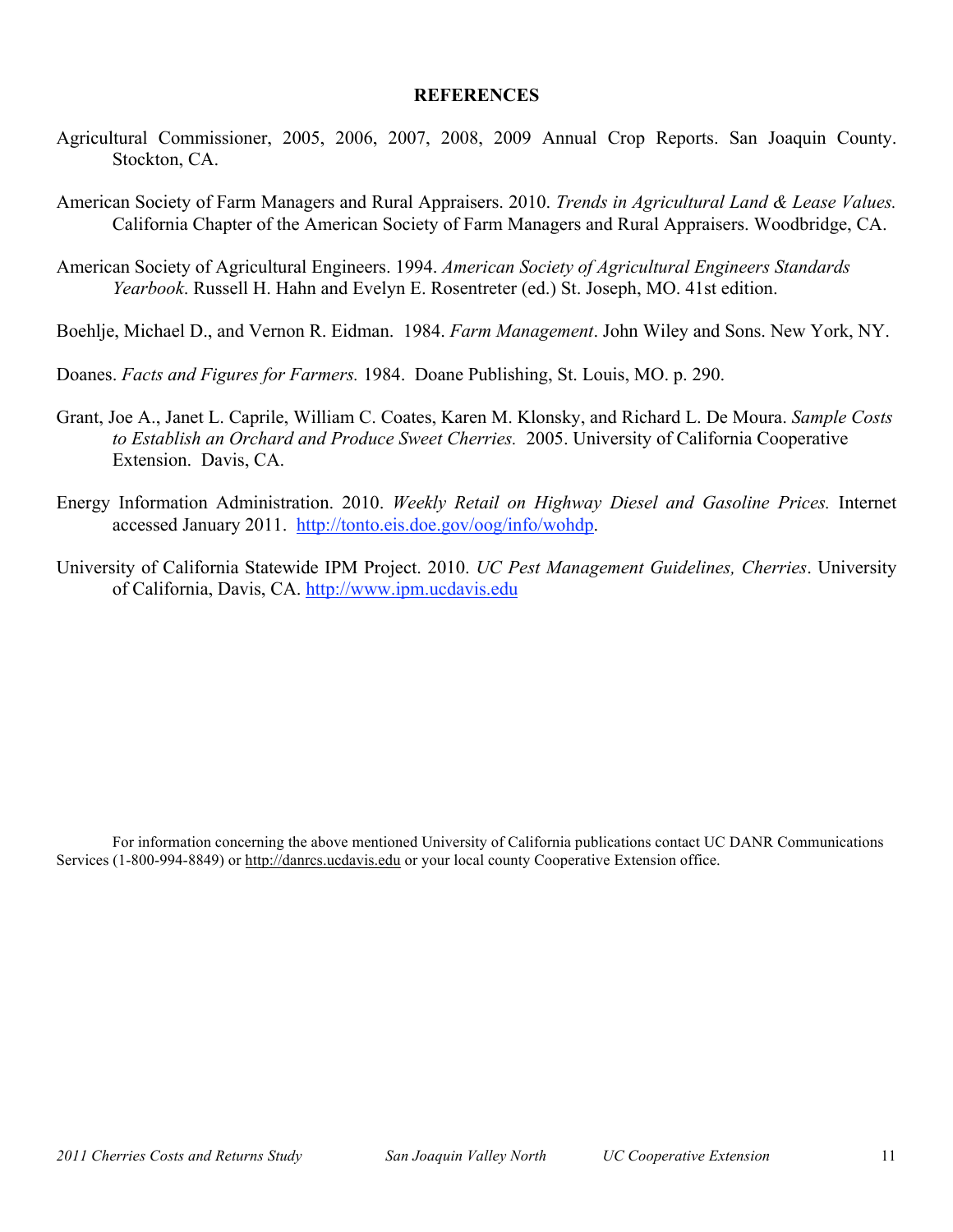## REFERENCES

Agricultural Commissioner, 2005, 2006, 2007, 2008, 2009 Annual Crop Reports. San Joaquin County. Stockton, CA.

American Society of Farm Managers and Rural Appraisers. 2010. *Trends in Agricultural Land & Lease Values.* California Chapter of the American Society of Farm Managers and Rural Appraisers. Woodbridge, CA.

American Society of Agricultural Engineers. 1994. *American Society of Agricultural Engineers Standards Yearbook*. Russell H. Hahn and Evelyn E. Rosentreter (ed.) St. Joseph, MO. 41st edition.

Boehlje, Michael D., and Vernon R. Eidman. 1984. *Farm Management*. John Wiley and Sons. New York, NY.

Doanes. *Facts and Figures for Farmers.* 1984. Doane Publishing, St. Louis, MO. p. 290.

Grant, Joe A., Janet L. Caprile, William C. Coates, Karen M. Klonsky, and Richard L. De Moura. *Sample Costs to Establish an Orchard and Produce Sweet Cherries.* 2005. University of California Cooperative Extension. Davis, CA.

Energy Information Administration. 2010. *Weekly Retail on Highway Diesel and Gasoline Prices.* Internet accessed January 2011. http://tonto.eis.doe.gov/oog/info/wohdp.

University of California Statewide IPM Project. 2010. *UC Pest Management Guidelines, Cherries*. University of California, Davis, CA. http://www.ipm.ucdavis.edu

For information concerning the above mentioned University of California publications contact UC DANR Communications Services (1-800-994-8849) or http://danrcs.ucdavis.edu or your local county Cooperative Extension office.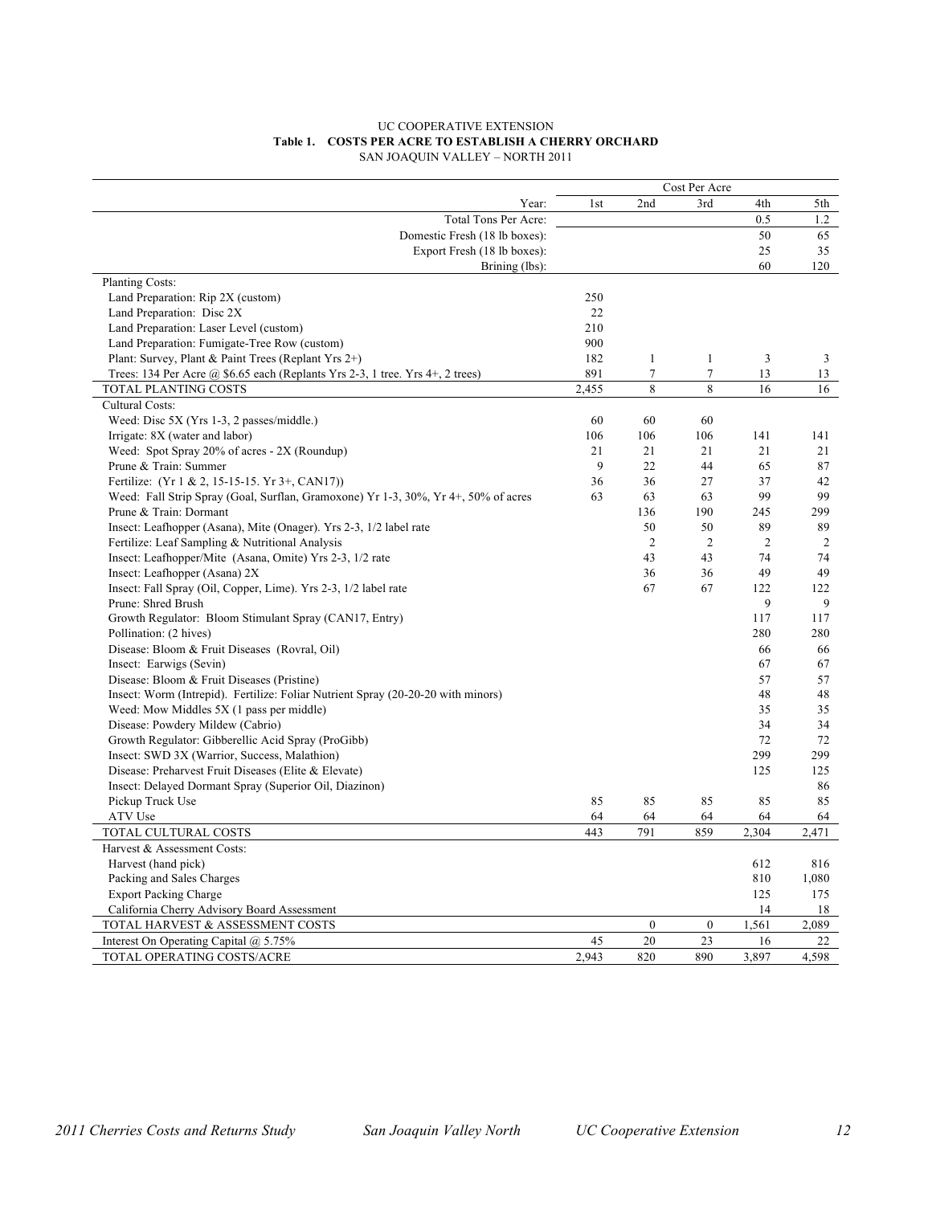UC COOPERATIVE EXTENSION

**Table 1. COSTS PER ACRE TO ESTABLISH A CHERRY ORCHARD**

SAN JOAQUIN VALLEY – NORTH 2011

| | Cost Per Acre | | | | |
|---|---|---|---|---|---|
| Year: | 1st | 2nd | 3rd | 4th | 5th |
| Total Tons Per Acre: | | | | 0.5 | 1.2 |
| Domestic Fresh (18 lb boxes): | | | | 50 | 65 |
| Export Fresh (18 lb boxes): | | | | 25 | 35 |
| Brining (lbs): | | | | 60 | 120 |
| Planting Costs: | | | | | |
| Land Preparation: Rip 2X (custom) | 250 | | | | |
| Land Preparation: Disc 2X | 22 | | | | |
| Land Preparation: Laser Level (custom) | 210 | | | | |
| Land Preparation: Fumigate-Tree Row (custom) | 900 | | | | |
| Plant: Survey, Plant & Paint Trees (Replant Yrs 2+) | 182 | 1 | 1 | 3 | 3 |
| Trees: 134 Per Acre @ $6.65 each (Replants Yrs 2-3, 1 tree. Yrs 4+, 2 trees) | 891 | 7 | 7 | 13 | 13 |
| TOTAL PLANTING COSTS | 2,455 | 8 | 8 | 16 | 16 |
| Cultural Costs: | | | | | |
| Weed: Disc 5X (Yrs 1-3, 2 passes/middle.) | 60 | 60 | 60 | | |
| Irrigate: 8X (water and labor) | 106 | 106 | 106 | 141 | 141 |
| Weed: Spot Spray 20% of acres - 2X (Roundup) | 21 | 21 | 21 | 21 | 21 |
| Prune & Train: Summer | 9 | 22 | 44 | 65 | 87 |
| Fertilize: (Yr 1 & 2, 15-15-15. Yr 3+, CAN17)) | 36 | 36 | 27 | 37 | 42 |
| Weed: Fall Strip Spray (Goal, Surflan, Gramoxone) Yr 1-3, 30%, Yr 4+, 50% of acres | 63 | 63 | 63 | 99 | 99 |
| Prune & Train: Dormant | | 136 | 190 | 245 | 299 |
| Insect: Leafhopper (Asana), Mite (Onager). Yrs 2-3, 1/2 label rate | | 50 | 50 | 89 | 89 |
| Fertilize: Leaf Sampling & Nutritional Analysis | | 2 | 2 | 2 | 2 |
| Insect: Leafhopper/Mite (Asana, Omite) Yrs 2-3, 1/2 rate | | 43 | 43 | 74 | 74 |
| Insect: Leafhopper (Asana) 2X | | 36 | 36 | 49 | 49 |
| Insect: Fall Spray (Oil, Copper, Lime). Yrs 2-3, 1/2 label rate | | 67 | 67 | 122 | 122 |
| Prune: Shred Brush | | | | 9 | 9 |
| Growth Regulator: Bloom Stimulant Spray (CAN17, Entry) | | | | 117 | 117 |
| Pollination: (2 hives) | | | | 280 | 280 |
| Disease: Bloom & Fruit Diseases (Rovral, Oil) | | | | 66 | 66 |
| Insect: Earwigs (Sevin) | | | | 67 | 67 |
| Disease: Bloom & Fruit Diseases (Pristine) | | | | 57 | 57 |
| Insect: Worm (Intrepid). Fertilize: Foliar Nutrient Spray (20-20-20 with minors) | | | | 48 | 48 |
| Weed: Mow Middles 5X (1 pass per middle) | | | | 35 | 35 |
| Disease: Powdery Mildew (Cabrio) | | | | 34 | 34 |
| Growth Regulator: Gibberellic Acid Spray (ProGibb) | | | | 72 | 72 |
| Insect: SWD 3X (Warrior, Success, Malathion) | | | | 299 | 299 |
| Disease: Preharvest Fruit Diseases (Elite & Elevate) | | | | 125 | 125 |
| Insect: Delayed Dormant Spray (Superior Oil, Diazinon) | | | | | 86 |
| Pickup Truck Use | 85 | 85 | 85 | 85 | 85 |
| ATV Use | 64 | 64 | 64 | 64 | 64 |
| TOTAL CULTURAL COSTS | 443 | 791 | 859 | 2,304 | 2,471 |
| Harvest & Assessment Costs: | | | | | |
| Harvest (hand pick) | | | | 612 | 816 |
| Packing and Sales Charges | | | | 810 | 1,080 |
| Export Packing Charge | | | | 125 | 175 |
| California Cherry Advisory Board Assessment | | | | 14 | 18 |
| TOTAL HARVEST & ASSESSMENT COSTS | | 0 | 0 | 1,561 | 2,089 |
| Interest On Operating Capital @ 5.75% | 45 | 20 | 23 | 16 | 22 |
| TOTAL OPERATING COSTS/ACRE | 2,943 | 820 | 890 | 3,897 | 4,598 |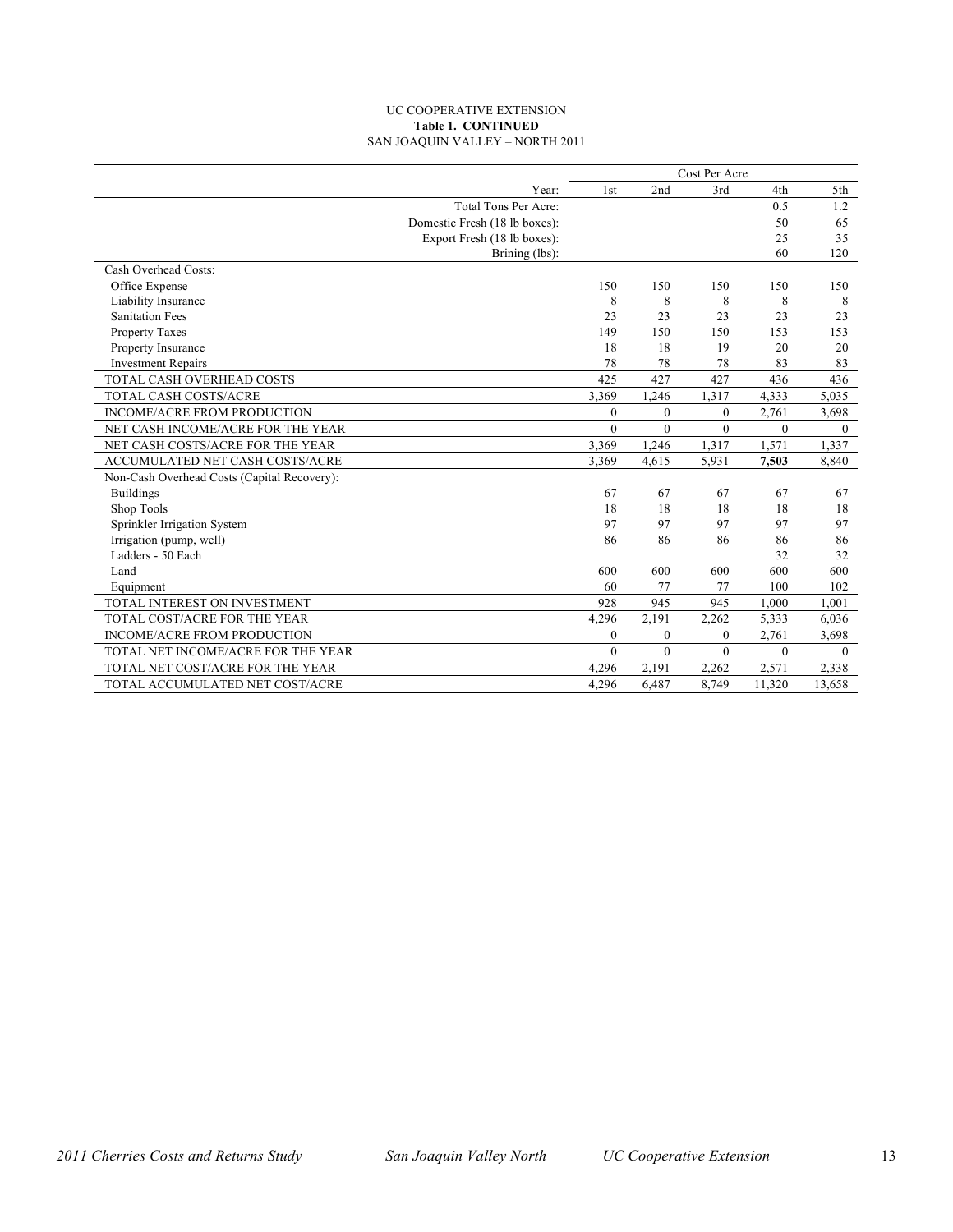UC COOPERATIVE EXTENSION

**Table 1. CONTINUED**

SAN JOAQUIN VALLEY – NORTH 2011

| | Cost Per Acre | | | | |
|---|---|---|---|---|---|
| Year: | 1st | 2nd | 3rd | 4th | 5th |
| Total Tons Per Acre: | | | | 0.5 | 1.2 |
| Domestic Fresh (18 lb boxes): | | | | 50 | 65 |
| Export Fresh (18 lb boxes): | | | | 25 | 35 |
| Brining (lbs): | | | | 60 | 120 |
| Cash Overhead Costs: | | | | | |
| Office Expense | 150 | 150 | 150 | 150 | 150 |
| Liability Insurance | 8 | 8 | 8 | 8 | 8 |
| Sanitation Fees | 23 | 23 | 23 | 23 | 23 |
| Property Taxes | 149 | 150 | 150 | 153 | 153 |
| Property Insurance | 18 | 18 | 19 | 20 | 20 |
| Investment Repairs | 78 | 78 | 78 | 83 | 83 |
| TOTAL CASH OVERHEAD COSTS | 425 | 427 | 427 | 436 | 436 |
| TOTAL CASH COSTS/ACRE | 3,369 | 1,246 | 1,317 | 4,333 | 5,035 |
| INCOME/ACRE FROM PRODUCTION | 0 | 0 | 0 | 2,761 | 3,698 |
| NET CASH INCOME/ACRE FOR THE YEAR | 0 | 0 | 0 | 0 | 0 |
| NET CASH COSTS/ACRE FOR THE YEAR | 3,369 | 1,246 | 1,317 | 1,571 | 1,337 |
| ACCUMULATED NET CASH COSTS/ACRE | 3,369 | 4,615 | 5,931 | **7,503** | 8,840 |
| Non-Cash Overhead Costs (Capital Recovery): | | | | | |
| Buildings | 67 | 67 | 67 | 67 | 67 |
| Shop Tools | 18 | 18 | 18 | 18 | 18 |
| Sprinkler Irrigation System | 97 | 97 | 97 | 97 | 97 |
| Irrigation (pump, well) | 86 | 86 | 86 | 86 | 86 |
| Ladders - 50 Each | | | | 32 | 32 |
| Land | 600 | 600 | 600 | 600 | 600 |
| Equipment | 60 | 77 | 77 | 100 | 102 |
| TOTAL INTEREST ON INVESTMENT | 928 | 945 | 945 | 1,000 | 1,001 |
| TOTAL COST/ACRE FOR THE YEAR | 4,296 | 2,191 | 2,262 | 5,333 | 6,036 |
| INCOME/ACRE FROM PRODUCTION | 0 | 0 | 0 | 2,761 | 3,698 |
| TOTAL NET INCOME/ACRE FOR THE YEAR | 0 | 0 | 0 | 0 | 0 |
| TOTAL NET COST/ACRE FOR THE YEAR | 4,296 | 2,191 | 2,262 | 2,571 | 2,338 |
| TOTAL ACCUMULATED NET COST/ACRE | 4,296 | 6,487 | 8,749 | 11,320 | 13,658 |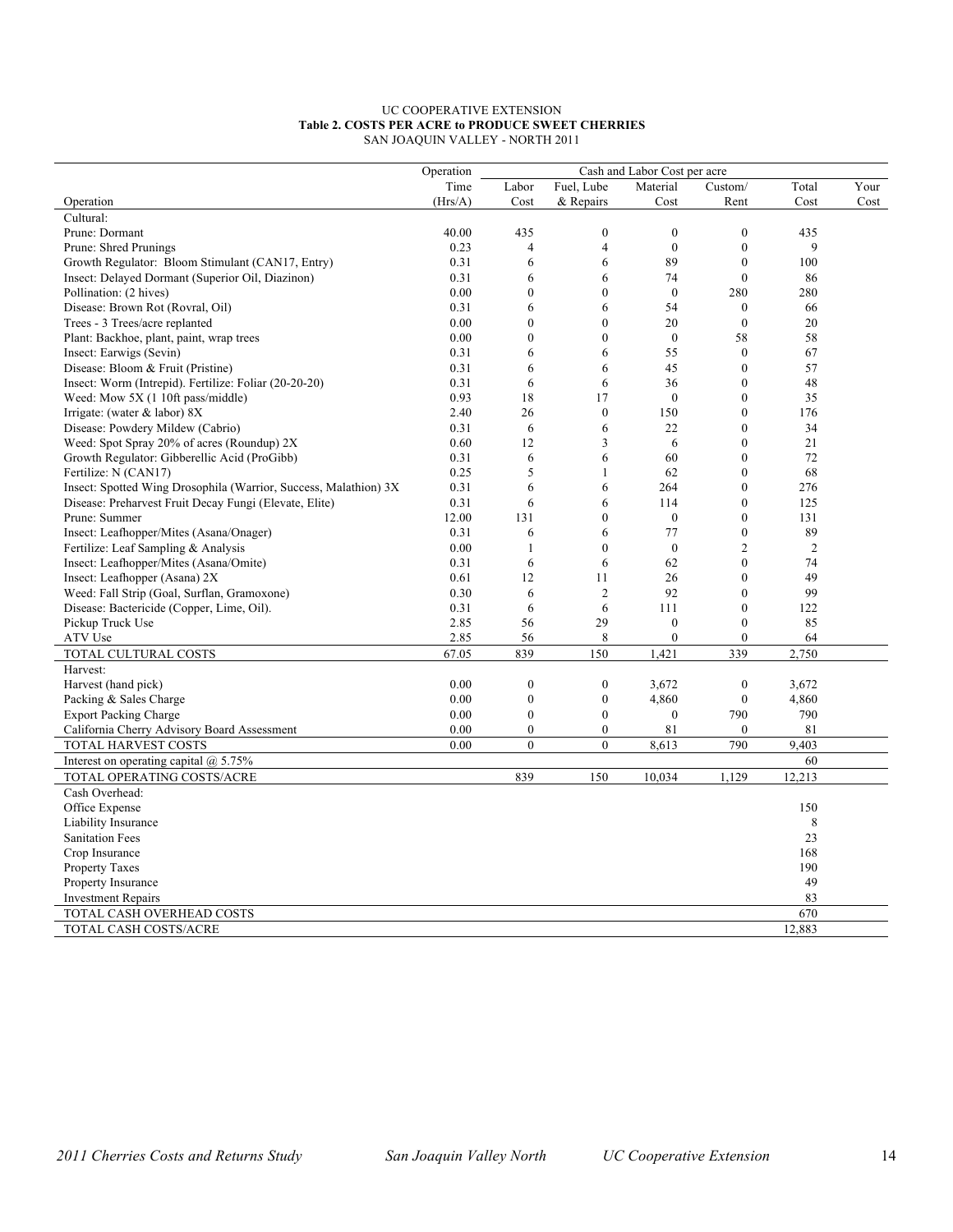UC COOPERATIVE EXTENSION
**Table 2. COSTS PER ACRE to PRODUCE SWEET CHERRIES**
SAN JOAQUIN VALLEY - NORTH 2011

| | Operation | Cash and Labor Cost per acre | | | | | |
|---|---|---|---|---|---|---|---|
| | Time | Labor | Fuel, Lube | Material | Custom/ | Total | Your |
| Operation | (Hrs/A) | Cost | & Repairs | Cost | Rent | Cost | Cost |
| Cultural: | | | | | | | |
| Prune: Dormant | 40.00 | 435 | 0 | 0 | 0 | 435 | |
| Prune: Shred Prunings | 0.23 | 4 | 4 | 0 | 0 | 9 | |
| Growth Regulator: Bloom Stimulant (CAN17, Entry) | 0.31 | 6 | 6 | 89 | 0 | 100 | |
| Insect: Delayed Dormant (Superior Oil, Diazinon) | 0.31 | 6 | 6 | 74 | 0 | 86 | |
| Pollination: (2 hives) | 0.00 | 0 | 0 | 0 | 280 | 280 | |
| Disease: Brown Rot (Rovral, Oil) | 0.31 | 6 | 6 | 54 | 0 | 66 | |
| Trees - 3 Trees/acre replanted | 0.00 | 0 | 0 | 20 | 0 | 20 | |
| Plant: Backhoe, plant, paint, wrap trees | 0.00 | 0 | 0 | 0 | 58 | 58 | |
| Insect: Earwigs (Sevin) | 0.31 | 6 | 6 | 55 | 0 | 67 | |
| Disease: Bloom & Fruit (Pristine) | 0.31 | 6 | 6 | 45 | 0 | 57 | |
| Insect: Worm (Intrepid). Fertilize: Foliar (20-20-20) | 0.31 | 6 | 6 | 36 | 0 | 48 | |
| Weed: Mow 5X (1 10ft pass/middle) | 0.93 | 18 | 17 | 0 | 0 | 35 | |
| Irrigate: (water & labor) 8X | 2.40 | 26 | 0 | 150 | 0 | 176 | |
| Disease: Powdery Mildew (Cabrio) | 0.31 | 6 | 6 | 22 | 0 | 34 | |
| Weed: Spot Spray 20% of acres (Roundup) 2X | 0.60 | 12 | 3 | 6 | 0 | 21 | |
| Growth Regulator: Gibberellic Acid (ProGibb) | 0.31 | 6 | 6 | 60 | 0 | 72 | |
| Fertilize: N (CAN17) | 0.25 | 5 | 1 | 62 | 0 | 68 | |
| Insect: Spotted Wing Drosophila (Warrior, Success, Malathion) 3X | 0.31 | 6 | 6 | 264 | 0 | 276 | |
| Disease: Preharvest Fruit Decay Fungi (Elevate, Elite) | 0.31 | 6 | 6 | 114 | 0 | 125 | |
| Prune: Summer | 12.00 | 131 | 0 | 0 | 0 | 131 | |
| Insect: Leafhopper/Mites (Asana/Onager) | 0.31 | 6 | 6 | 77 | 0 | 89 | |
| Fertilize: Leaf Sampling & Analysis | 0.00 | 1 | 0 | 0 | 2 | 2 | |
| Insect: Leafhopper/Mites (Asana/Omite) | 0.31 | 6 | 6 | 62 | 0 | 74 | |
| Insect: Leafhopper (Asana) 2X | 0.61 | 12 | 11 | 26 | 0 | 49 | |
| Weed: Fall Strip (Goal, Surflan, Gramoxone) | 0.30 | 6 | 2 | 92 | 0 | 99 | |
| Disease: Bactericide (Copper, Lime, Oil). | 0.31 | 6 | 6 | 111 | 0 | 122 | |
| Pickup Truck Use | 2.85 | 56 | 29 | 0 | 0 | 85 | |
| ATV Use | 2.85 | 56 | 8 | 0 | 0 | 64 | |
| TOTAL CULTURAL COSTS | 67.05 | 839 | 150 | 1,421 | 339 | 2,750 | |
| Harvest: | | | | | | | |
| Harvest (hand pick) | 0.00 | 0 | 0 | 3,672 | 0 | 3,672 | |
| Packing & Sales Charge | 0.00 | 0 | 0 | 4,860 | 0 | 4,860 | |
| Export Packing Charge | 0.00 | 0 | 0 | 0 | 790 | 790 | |
| California Cherry Advisory Board Assessment | 0.00 | 0 | 0 | 81 | 0 | 81 | |
| TOTAL HARVEST COSTS | 0.00 | 0 | 0 | 8,613 | 790 | 9,403 | |
| Interest on operating capital @ 5.75% | | | | | | 60 | |
| TOTAL OPERATING COSTS/ACRE | | 839 | 150 | 10,034 | 1,129 | 12,213 | |
| Cash Overhead: | | | | | | | |
| Office Expense | | | | | | 150 | |
| Liability Insurance | | | | | | 8 | |
| Sanitation Fees | | | | | | 23 | |
| Crop Insurance | | | | | | 168 | |
| Property Taxes | | | | | | 190 | |
| Property Insurance | | | | | | 49 | |
| Investment Repairs | | | | | | 83 | |
| TOTAL CASH OVERHEAD COSTS | | | | | | 670 | |
| TOTAL CASH COSTS/ACRE | | | | | | 12,883 | |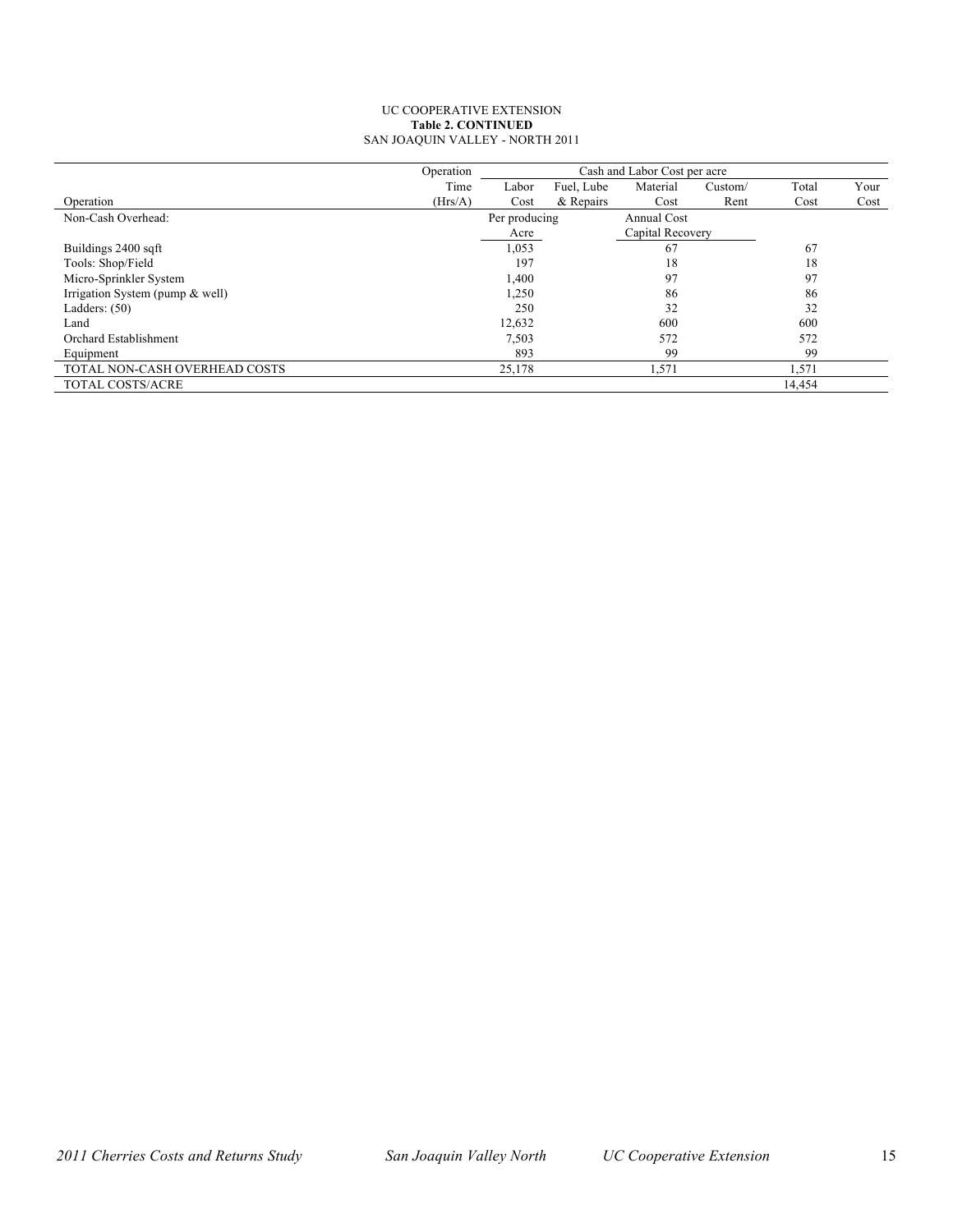UC COOPERATIVE EXTENSION
**Table 2. CONTINUED**
SAN JOAQUIN VALLEY - NORTH 2011

| | Operation | Cash and Labor Cost per acre | | | | | |
|---|---|---|---|---|---|---|---|
| | Time | Labor | Fuel, Lube | Material | Custom/ | Total | Your |
| Operation | (Hrs/A) | Cost | & Repairs | Cost | Rent | Cost | Cost |
| Non-Cash Overhead: | | Per producing Acre | | Annual Cost Capital Recovery | | | |
| Buildings 2400 sqft | | 1,053 | | 67 | | 67 | |
| Tools: Shop/Field | | 197 | | 18 | | 18 | |
| Micro-Sprinkler System | | 1,400 | | 97 | | 97 | |
| Irrigation System (pump & well) | | 1,250 | | 86 | | 86 | |
| Ladders: (50) | | 250 | | 32 | | 32 | |
| Land | | 12,632 | | 600 | | 600 | |
| Orchard Establishment | | 7,503 | | 572 | | 572 | |
| Equipment | | 893 | | 99 | | 99 | |
| TOTAL NON-CASH OVERHEAD COSTS | | 25,178 | | 1,571 | | 1,571 | |
| TOTAL COSTS/ACRE | | | | | | 14,454 | |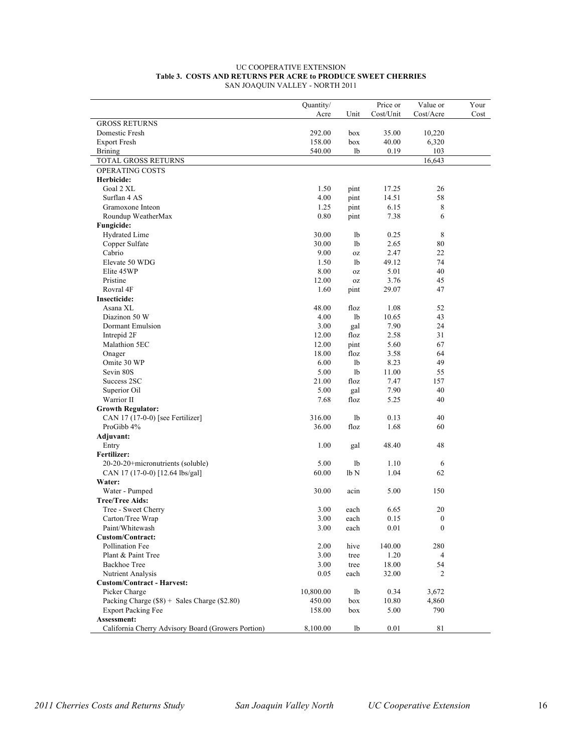UC COOPERATIVE EXTENSION

**Table 3. COSTS AND RETURNS PER ACRE to PRODUCE SWEET CHERRIES**

SAN JOAQUIN VALLEY - NORTH 2011

| | Quantity/ Acre | Unit | Price or Cost/Unit | Value or Cost/Acre | Your Cost |
|---|---|---|---|---|---|
| GROSS RETURNS | | | | | |
| Domestic Fresh | 292.00 | box | 35.00 | 10,220 | |
| Export Fresh | 158.00 | box | 40.00 | 6,320 | |
| Brining | 540.00 | lb | 0.19 | 103 | |
| TOTAL GROSS RETURNS | | | | 16,643 | |
| OPERATING COSTS | | | | | |
| **Herbicide:** | | | | | |
| Goal 2 XL | 1.50 | pint | 17.25 | 26 | |
| Surflan 4 AS | 4.00 | pint | 14.51 | 58 | |
| Gramoxone Inteon | 1.25 | pint | 6.15 | 8 | |
| Roundup WeatherMax | 0.80 | pint | 7.38 | 6 | |
| **Fungicide:** | | | | | |
| Hydrated Lime | 30.00 | lb | 0.25 | 8 | |
| Copper Sulfate | 30.00 | lb | 2.65 | 80 | |
| Cabrio | 9.00 | oz | 2.47 | 22 | |
| Elevate 50 WDG | 1.50 | lb | 49.12 | 74 | |
| Elite 45WP | 8.00 | oz | 5.01 | 40 | |
| Pristine | 12.00 | oz | 3.76 | 45 | |
| Rovral 4F | 1.60 | pint | 29.07 | 47 | |
| **Insecticide:** | | | | | |
| Asana XL | 48.00 | floz | 1.08 | 52 | |
| Diazinon 50 W | 4.00 | lb | 10.65 | 43 | |
| Dormant Emulsion | 3.00 | gal | 7.90 | 24 | |
| Intrepid 2F | 12.00 | floz | 2.58 | 31 | |
| Malathion 5EC | 12.00 | pint | 5.60 | 67 | |
| Onager | 18.00 | floz | 3.58 | 64 | |
| Omite 30 WP | 6.00 | lb | 8.23 | 49 | |
| Sevin 80S | 5.00 | lb | 11.00 | 55 | |
| Success 2SC | 21.00 | floz | 7.47 | 157 | |
| Superior Oil | 5.00 | gal | 7.90 | 40 | |
| Warrior II | 7.68 | floz | 5.25 | 40 | |
| **Growth Regulator:** | | | | | |
| CAN 17 (17-0-0) [see Fertilizer] | 316.00 | lb | 0.13 | 40 | |
| ProGibb 4% | 36.00 | floz | 1.68 | 60 | |
| **Adjuvant:** | | | | | |
| Entry | 1.00 | gal | 48.40 | 48 | |
| **Fertilizer:** | | | | | |
| 20-20-20+micronutrients (soluble) | 5.00 | lb | 1.10 | 6 | |
| CAN 17 (17-0-0) [12.64 lbs/gal] | 60.00 | lb N | 1.04 | 62 | |
| **Water:** | | | | | |
| Water - Pumped | 30.00 | acin | 5.00 | 150 | |
| **Tree/Tree Aids:** | | | | | |
| Tree - Sweet Cherry | 3.00 | each | 6.65 | 20 | |
| Carton/Tree Wrap | 3.00 | each | 0.15 | 0 | |
| Paint/Whitewash | 3.00 | each | 0.01 | 0 | |
| **Custom/Contract:** | | | | | |
| Pollination Fee | 2.00 | hive | 140.00 | 280 | |
| Plant & Paint Tree | 3.00 | tree | 1.20 | 4 | |
| Backhoe Tree | 3.00 | tree | 18.00 | 54 | |
| Nutrient Analysis | 0.05 | each | 32.00 | 2 | |
| **Custom/Contract - Harvest:** | | | | | |
| Picker Charge | 10,800.00 | lb | 0.34 | 3,672 | |
| Packing Charge ($8) + Sales Charge ($2.80) | 450.00 | box | 10.80 | 4,860 | |
| Export Packing Fee | 158.00 | box | 5.00 | 790 | |
| **Assessment:** | | | | | |
| California Cherry Advisory Board (Growers Portion) | 8,100.00 | lb | 0.01 | 81 | |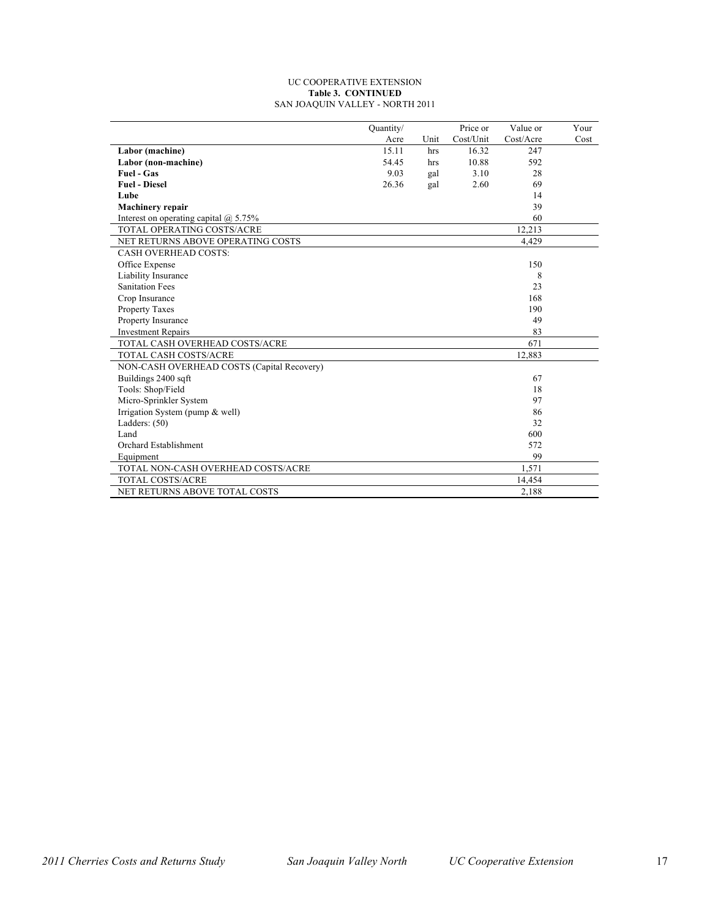UC COOPERATIVE EXTENSION
**Table 3. CONTINUED**
SAN JOAQUIN VALLEY - NORTH 2011

| | Quantity/ Acre | Unit | Price or Cost/Unit | Value or Cost/Acre | Your Cost |
|---|---|---|---|---|---|
| **Labor (machine)** | 15.11 | hrs | 16.32 | 247 | |
| **Labor (non-machine)** | 54.45 | hrs | 10.88 | 592 | |
| **Fuel - Gas** | 9.03 | gal | 3.10 | 28 | |
| **Fuel - Diesel** | 26.36 | gal | 2.60 | 69 | |
| **Lube** | | | | 14 | |
| **Machinery repair** | | | | 39 | |
| Interest on operating capital @ 5.75% | | | | 60 | |
| TOTAL OPERATING COSTS/ACRE | | | | 12,213 | |
| NET RETURNS ABOVE OPERATING COSTS | | | | 4,429 | |
| CASH OVERHEAD COSTS: | | | | | |
| Office Expense | | | | 150 | |
| Liability Insurance | | | | 8 | |
| Sanitation Fees | | | | 23 | |
| Crop Insurance | | | | 168 | |
| Property Taxes | | | | 190 | |
| Property Insurance | | | | 49 | |
| Investment Repairs | | | | 83 | |
| TOTAL CASH OVERHEAD COSTS/ACRE | | | | 671 | |
| TOTAL CASH COSTS/ACRE | | | | 12,883 | |
| NON-CASH OVERHEAD COSTS (Capital Recovery) | | | | | |
| Buildings 2400 sqft | | | | 67 | |
| Tools: Shop/Field | | | | 18 | |
| Micro-Sprinkler System | | | | 97 | |
| Irrigation System (pump & well) | | | | 86 | |
| Ladders: (50) | | | | 32 | |
| Land | | | | 600 | |
| Orchard Establishment | | | | 572 | |
| Equipment | | | | 99 | |
| TOTAL NON-CASH OVERHEAD COSTS/ACRE | | | | 1,571 | |
| TOTAL COSTS/ACRE | | | | 14,454 | |
| NET RETURNS ABOVE TOTAL COSTS | | | | 2,188 | |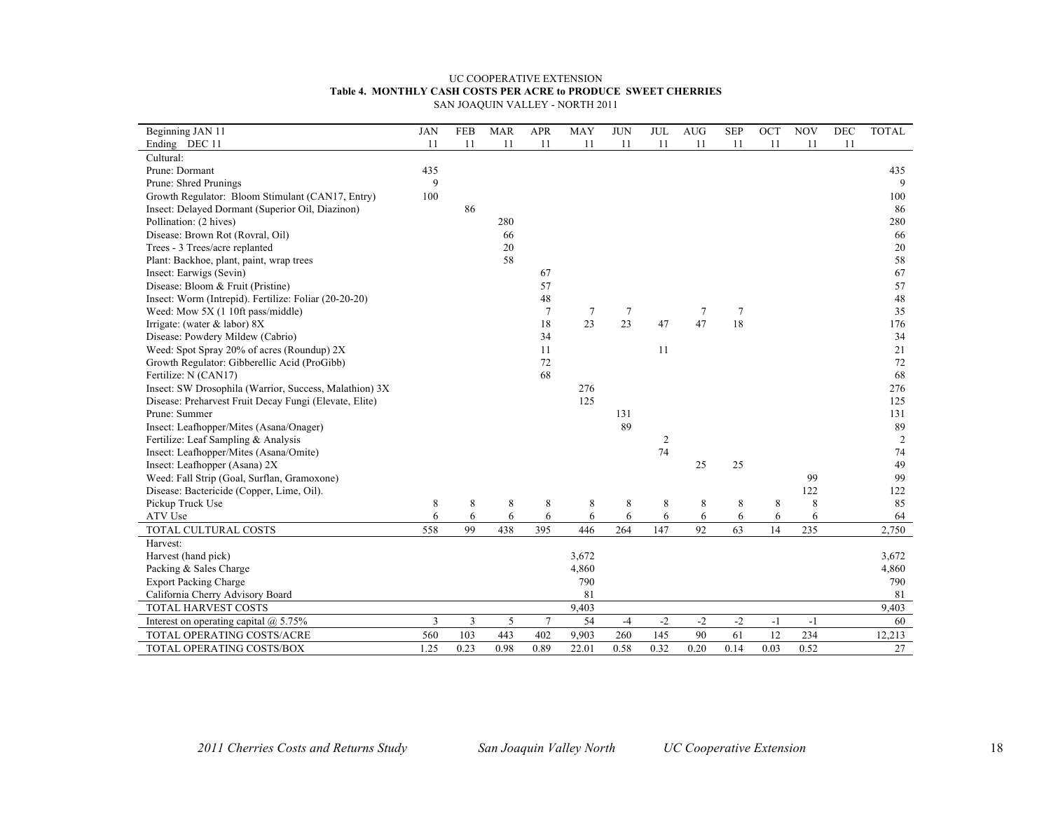UC COOPERATIVE EXTENSION

**Table 4. MONTHLY CASH COSTS PER ACRE to PRODUCE SWEET CHERRIES**

SAN JOAQUIN VALLEY - NORTH 2011

| Beginning JAN 11 | JAN | FEB | MAR | APR | MAY | JUN | JUL | AUG | SEP | OCT | NOV | DEC | TOTAL |
|---|---|---|---|---|---|---|---|---|---|---|---|---|---|
| Ending DEC 11 | 11 | 11 | 11 | 11 | 11 | 11 | 11 | 11 | 11 | 11 | 11 | 11 | |
| Cultural: | | | | | | | | | | | | | |
| Prune: Dormant | 435 | | | | | | | | | | | | 435 |
| Prune: Shred Prunings | 9 | | | | | | | | | | | | 9 |
| Growth Regulator: Bloom Stimulant (CAN17, Entry) | 100 | | | | | | | | | | | | 100 |
| Insect: Delayed Dormant (Superior Oil, Diazinon) | | 86 | | | | | | | | | | | 86 |
| Pollination: (2 hives) | | | 280 | | | | | | | | | | 280 |
| Disease: Brown Rot (Rovral, Oil) | | | 66 | | | | | | | | | | 66 |
| Trees - 3 Trees/acre replanted | | | 20 | | | | | | | | | | 20 |
| Plant: Backhoe, plant, paint, wrap trees | | | 58 | | | | | | | | | | 58 |
| Insect: Earwigs (Sevin) | | | | 67 | | | | | | | | | 67 |
| Disease: Bloom & Fruit (Pristine) | | | | 57 | | | | | | | | | 57 |
| Insect: Worm (Intrepid). Fertilize: Foliar (20-20-20) | | | | 48 | | | | | | | | | 48 |
| Weed: Mow 5X (1 10ft pass/middle) | | | | 7 | 7 | 7 | | 7 | 7 | | | | 35 |
| Irrigate: (water & labor) 8X | | | | 18 | 23 | 23 | 47 | 47 | 18 | | | | 176 |
| Disease: Powdery Mildew (Cabrio) | | | | 34 | | | | | | | | | 34 |
| Weed: Spot Spray 20% of acres (Roundup) 2X | | | | 11 | | | 11 | | | | | | 21 |
| Growth Regulator: Gibberellic Acid (ProGibb) | | | | 72 | | | | | | | | | 72 |
| Fertilize: N (CAN17) | | | | 68 | | | | | | | | | 68 |
| Insect: SW Drosophila (Warrior, Success, Malathion) 3X | | | | | 276 | | | | | | | | 276 |
| Disease: Preharvest Fruit Decay Fungi (Elevate, Elite) | | | | | 125 | | | | | | | | 125 |
| Prune: Summer | | | | | | 131 | | | | | | | 131 |
| Insect: Leafhopper/Mites (Asana/Onager) | | | | | | 89 | | | | | | | 89 |
| Fertilize: Leaf Sampling & Analysis | | | | | | | 2 | | | | | | 2 |
| Insect: Leafhopper/Mites (Asana/Omite) | | | | | | | 74 | | | | | | 74 |
| Insect: Leafhopper (Asana) 2X | | | | | | | | 25 | 25 | | | | 49 |
| Weed: Fall Strip (Goal, Surflan, Gramoxone) | | | | | | | | | | | 99 | | 99 |
| Disease: Bactericide (Copper, Lime, Oil). | | | | | | | | | | | 122 | | 122 |
| Pickup Truck Use | 8 | 8 | 8 | 8 | 8 | 8 | 8 | 8 | 8 | 8 | 8 | | 85 |
| ATV Use | 6 | 6 | 6 | 6 | 6 | 6 | 6 | 6 | 6 | 6 | 6 | | 64 |
| TOTAL CULTURAL COSTS | 558 | 99 | 438 | 395 | 446 | 264 | 147 | 92 | 63 | 14 | 235 | | 2,750 |
| Harvest: | | | | | | | | | | | | | |
| Harvest (hand pick) | | | | | 3,672 | | | | | | | | 3,672 |
| Packing & Sales Charge | | | | | 4,860 | | | | | | | | 4,860 |
| Export Packing Charge | | | | | 790 | | | | | | | | 790 |
| California Cherry Advisory Board | | | | | 81 | | | | | | | | 81 |
| TOTAL HARVEST COSTS | | | | | 9,403 | | | | | | | | 9,403 |
| Interest on operating capital @ 5.75% | 3 | 3 | 5 | 7 | 54 | -4 | -2 | -2 | -2 | -1 | -1 | | 60 |
| TOTAL OPERATING COSTS/ACRE | 560 | 103 | 443 | 402 | 9,903 | 260 | 145 | 90 | 61 | 12 | 234 | | 12,213 |
| TOTAL OPERATING COSTS/BOX | 1.25 | 0.23 | 0.98 | 0.89 | 22.01 | 0.58 | 0.32 | 0.20 | 0.14 | 0.03 | 0.52 | | 27 |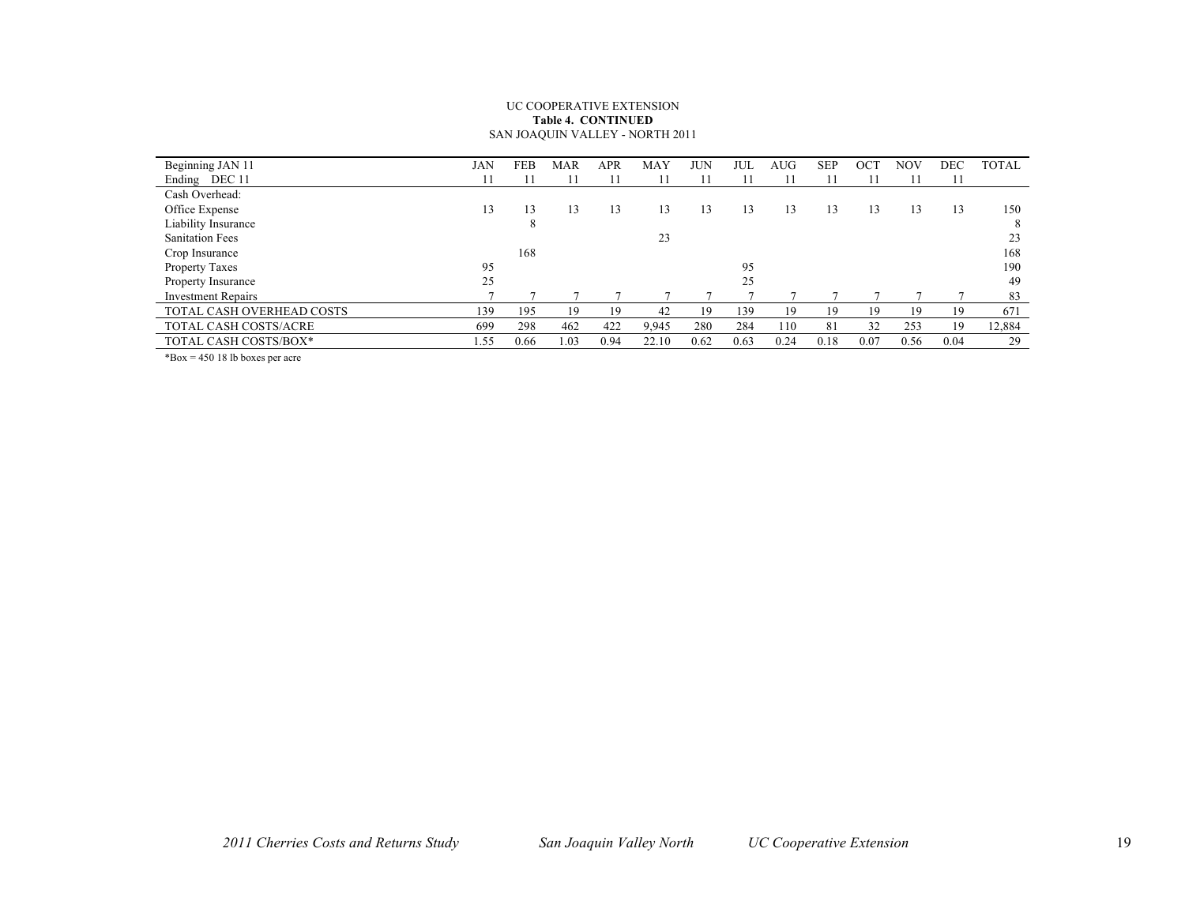UC COOPERATIVE EXTENSION
**Table 4. CONTINUED**
SAN JOAQUIN VALLEY - NORTH 2011

| Beginning JAN 11 | JAN | FEB | MAR | APR | MAY | JUN | JUL | AUG | SEP | OCT | NOV | DEC | TOTAL |
|---|---|---|---|---|---|---|---|---|---|---|---|---|---|
| Ending DEC 11 | 11 | 11 | 11 | 11 | 11 | 11 | 11 | 11 | 11 | 11 | 11 | 11 | |
| Cash Overhead: | | | | | | | | | | | | | |
| Office Expense | 13 | 13 | 13 | 13 | 13 | 13 | 13 | 13 | 13 | 13 | 13 | 13 | 150 |
| Liability Insurance | | 8 | | | | | | | | | | | 8 |
| Sanitation Fees | | | | | 23 | | | | | | | | 23 |
| Crop Insurance | | 168 | | | | | | | | | | | 168 |
| Property Taxes | 95 | | | | | | 95 | | | | | | 190 |
| Property Insurance | 25 | | | | | | 25 | | | | | | 49 |
| Investment Repairs | 7 | 7 | 7 | 7 | 7 | 7 | 7 | 7 | 7 | 7 | 7 | 7 | 83 |
| TOTAL CASH OVERHEAD COSTS | 139 | 195 | 19 | 19 | 42 | 19 | 139 | 19 | 19 | 19 | 19 | 19 | 671 |
| TOTAL CASH COSTS/ACRE | 699 | 298 | 462 | 422 | 9,945 | 280 | 284 | 110 | 81 | 32 | 253 | 19 | 12,884 |
| TOTAL CASH COSTS/BOX* | 1.55 | 0.66 | 1.03 | 0.94 | 22.10 | 0.62 | 0.63 | 0.24 | 0.18 | 0.07 | 0.56 | 0.04 | 29 |

*Box = 450 18 lb boxes per acre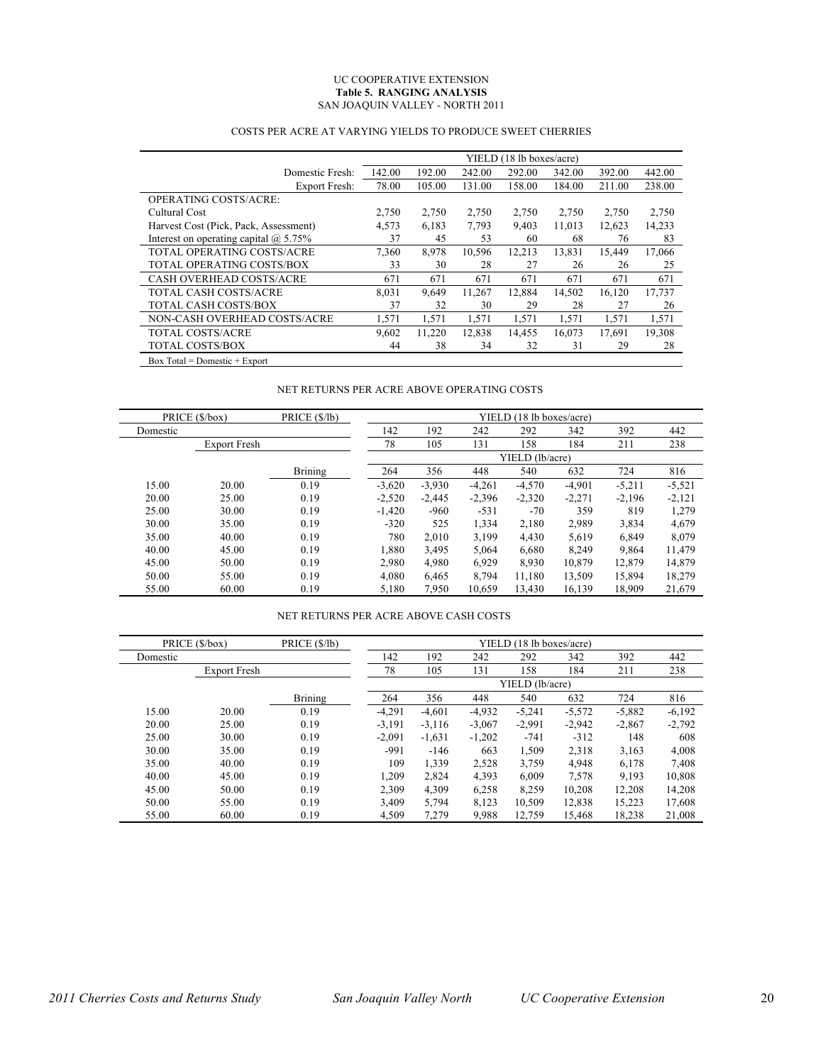UC COOPERATIVE EXTENSION
**Table 5. RANGING ANALYSIS**
SAN JOAQUIN VALLEY - NORTH 2011

COSTS PER ACRE AT VARYING YIELDS TO PRODUCE SWEET CHERRIES

| | YIELD (18 lb boxes/acre) | | | | | | |
|---|---|---|---|---|---|---|---|
| Domestic Fresh: | 142.00 | 192.00 | 242.00 | 292.00 | 342.00 | 392.00 | 442.00 |
| Export Fresh: | 78.00 | 105.00 | 131.00 | 158.00 | 184.00 | 211.00 | 238.00 |
| OPERATING COSTS/ACRE: | | | | | | | |
| Cultural Cost | 2,750 | 2,750 | 2,750 | 2,750 | 2,750 | 2,750 | 2,750 |
| Harvest Cost (Pick, Pack, Assessment) | 4,573 | 6,183 | 7,793 | 9,403 | 11,013 | 12,623 | 14,233 |
| Interest on operating capital @ 5.75% | 37 | 45 | 53 | 60 | 68 | 76 | 83 |
| TOTAL OPERATING COSTS/ACRE | 7,360 | 8,978 | 10,596 | 12,213 | 13,831 | 15,449 | 17,066 |
| TOTAL OPERATING COSTS/BOX | 33 | 30 | 28 | 27 | 26 | 26 | 25 |
| CASH OVERHEAD COSTS/ACRE | 671 | 671 | 671 | 671 | 671 | 671 | 671 |
| TOTAL CASH COSTS/ACRE | 8,031 | 9,649 | 11,267 | 12,884 | 14,502 | 16,120 | 17,737 |
| TOTAL CASH COSTS/BOX | 37 | 32 | 30 | 29 | 28 | 27 | 26 |
| NON-CASH OVERHEAD COSTS/ACRE | 1,571 | 1,571 | 1,571 | 1,571 | 1,571 | 1,571 | 1,571 |
| TOTAL COSTS/ACRE | 9,602 | 11,220 | 12,838 | 14,455 | 16,073 | 17,691 | 19,308 |
| TOTAL COSTS/BOX | 44 | 38 | 34 | 32 | 31 | 29 | 28 |

Box Total = Domestic + Export

NET RETURNS PER ACRE ABOVE OPERATING COSTS

| PRICE ($/box) | | PRICE ($/lb) | YIELD (18 lb boxes/acre) | | | | | | |
|---|---|---|---|---|---|---|---|---|---|
| Domestic | | | 142 | 192 | 242 | 292 | 342 | 392 | 442 |
| | Export Fresh | | 78 | 105 | 131 | 158 | 184 | 211 | 238 |
| | | | YIELD (lb/acre) | | | | | | |
| | | Brining | 264 | 356 | 448 | 540 | 632 | 724 | 816 |
| 15.00 | 20.00 | 0.19 | -3,620 | -3,930 | -4,261 | -4,570 | -4,901 | -5,211 | -5,521 |
| 20.00 | 25.00 | 0.19 | -2,520 | -2,445 | -2,396 | -2,320 | -2,271 | -2,196 | -2,121 |
| 25.00 | 30.00 | 0.19 | -1,420 | -960 | -531 | -70 | 359 | 819 | 1,279 |
| 30.00 | 35.00 | 0.19 | -320 | 525 | 1,334 | 2,180 | 2,989 | 3,834 | 4,679 |
| 35.00 | 40.00 | 0.19 | 780 | 2,010 | 3,199 | 4,430 | 5,619 | 6,849 | 8,079 |
| 40.00 | 45.00 | 0.19 | 1,880 | 3,495 | 5,064 | 6,680 | 8,249 | 9,864 | 11,479 |
| 45.00 | 50.00 | 0.19 | 2,980 | 4,980 | 6,929 | 8,930 | 10,879 | 12,879 | 14,879 |
| 50.00 | 55.00 | 0.19 | 4,080 | 6,465 | 8,794 | 11,180 | 13,509 | 15,894 | 18,279 |
| 55.00 | 60.00 | 0.19 | 5,180 | 7,950 | 10,659 | 13,430 | 16,139 | 18,909 | 21,679 |

NET RETURNS PER ACRE ABOVE CASH COSTS

| PRICE ($/box) | | PRICE ($/lb) | YIELD (18 lb boxes/acre) | | | | | | |
|---|---|---|---|---|---|---|---|---|---|
| Domestic | | | 142 | 192 | 242 | 292 | 342 | 392 | 442 |
| | Export Fresh | | 78 | 105 | 131 | 158 | 184 | 211 | 238 |
| | | | YIELD (lb/acre) | | | | | | |
| | | Brining | 264 | 356 | 448 | 540 | 632 | 724 | 816 |
| 15.00 | 20.00 | 0.19 | -4,291 | -4,601 | -4,932 | -5,241 | -5,572 | -5,882 | -6,192 |
| 20.00 | 25.00 | 0.19 | -3,191 | -3,116 | -3,067 | -2,991 | -2,942 | -2,867 | -2,792 |
| 25.00 | 30.00 | 0.19 | -2,091 | -1,631 | -1,202 | -741 | -312 | 148 | 608 |
| 30.00 | 35.00 | 0.19 | -991 | -146 | 663 | 1,509 | 2,318 | 3,163 | 4,008 |
| 35.00 | 40.00 | 0.19 | 109 | 1,339 | 2,528 | 3,759 | 4,948 | 6,178 | 7,408 |
| 40.00 | 45.00 | 0.19 | 1,209 | 2,824 | 4,393 | 6,009 | 7,578 | 9,193 | 10,808 |
| 45.00 | 50.00 | 0.19 | 2,309 | 4,309 | 6,258 | 8,259 | 10,208 | 12,208 | 14,208 |
| 50.00 | 55.00 | 0.19 | 3,409 | 5,794 | 8,123 | 10,509 | 12,838 | 15,223 | 17,608 |
| 55.00 | 60.00 | 0.19 | 4,509 | 7,279 | 9,988 | 12,759 | 15,468 | 18,238 | 21,008 |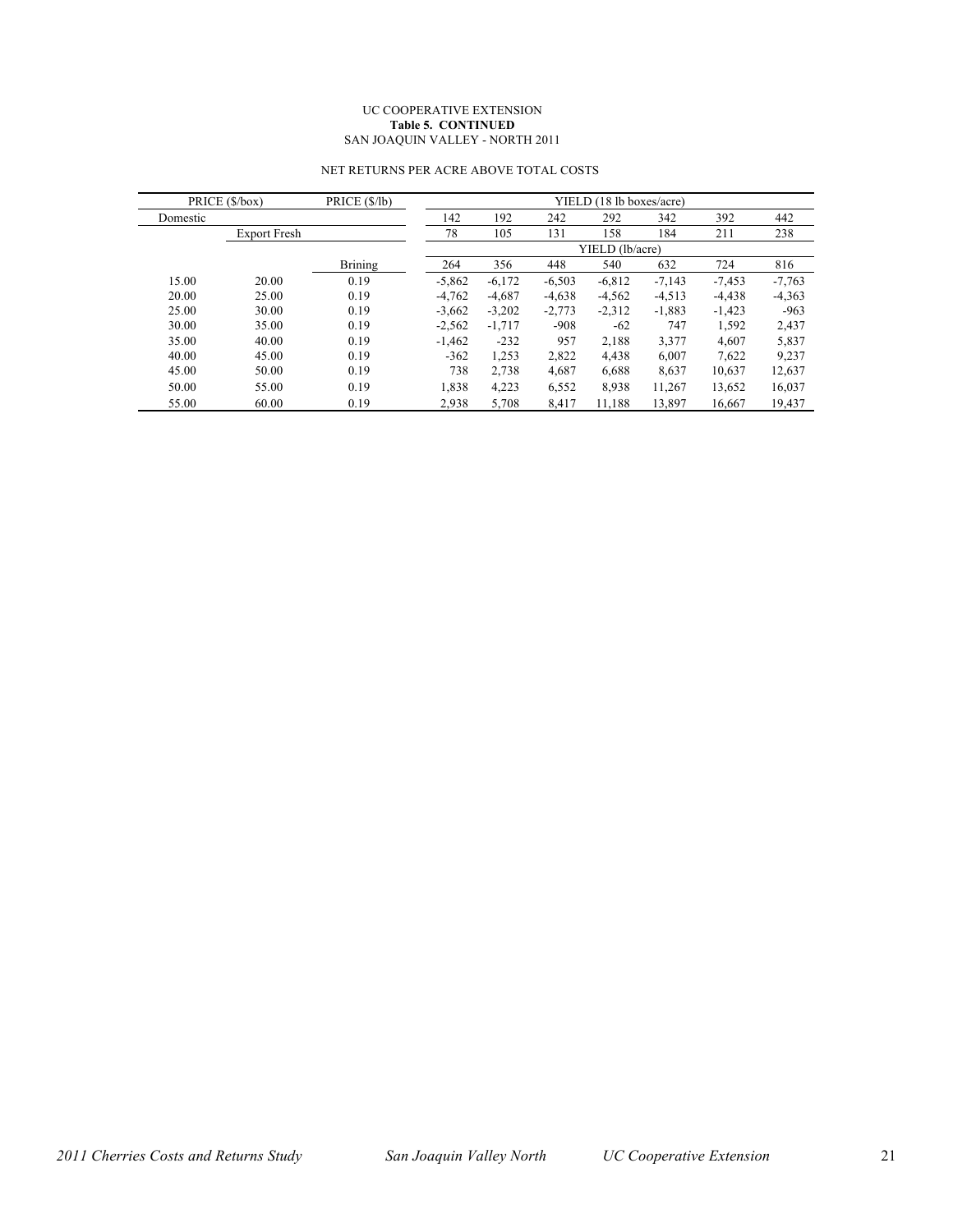UC COOPERATIVE EXTENSION
**Table 5. CONTINUED**
SAN JOAQUIN VALLEY - NORTH 2011

NET RETURNS PER ACRE ABOVE TOTAL COSTS

| PRICE ($/box) | | PRICE ($/lb) | YIELD (18 lb boxes/acre) | | | | | | |
|---|---|---|---|---|---|---|---|---|---|
| Domestic | | | 142 | 192 | 242 | 292 | 342 | 392 | 442 |
| | Export Fresh | | 78 | 105 | 131 | 158 | 184 | 211 | 238 |
| | | | YIELD (lb/acre) | | | | | | |
| | | Brining | 264 | 356 | 448 | 540 | 632 | 724 | 816 |
| 15.00 | 20.00 | 0.19 | -5,862 | -6,172 | -6,503 | -6,812 | -7,143 | -7,453 | -7,763 |
| 20.00 | 25.00 | 0.19 | -4,762 | -4,687 | -4,638 | -4,562 | -4,513 | -4,438 | -4,363 |
| 25.00 | 30.00 | 0.19 | -3,662 | -3,202 | -2,773 | -2,312 | -1,883 | -1,423 | -963 |
| 30.00 | 35.00 | 0.19 | -2,562 | -1,717 | -908 | -62 | 747 | 1,592 | 2,437 |
| 35.00 | 40.00 | 0.19 | -1,462 | -232 | 957 | 2,188 | 3,377 | 4,607 | 5,837 |
| 40.00 | 45.00 | 0.19 | -362 | 1,253 | 2,822 | 4,438 | 6,007 | 7,622 | 9,237 |
| 45.00 | 50.00 | 0.19 | 738 | 2,738 | 4,687 | 6,688 | 8,637 | 10,637 | 12,637 |
| 50.00 | 55.00 | 0.19 | 1,838 | 4,223 | 6,552 | 8,938 | 11,267 | 13,652 | 16,037 |
| 55.00 | 60.00 | 0.19 | 2,938 | 5,708 | 8,417 | 11,188 | 13,897 | 16,667 | 19,437 |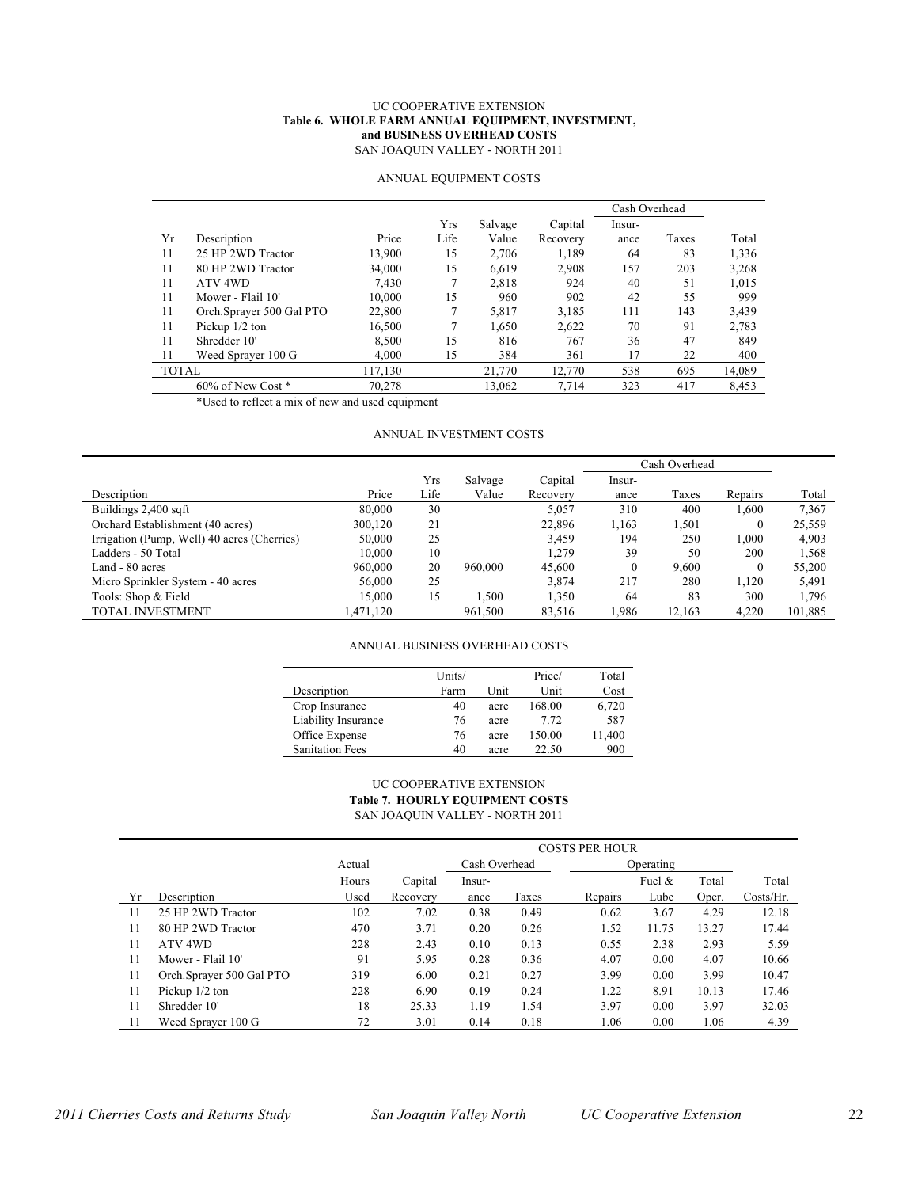UC COOPERATIVE EXTENSION

**Table 6. WHOLE FARM ANNUAL EQUIPMENT, INVESTMENT, and BUSINESS OVERHEAD COSTS**

SAN JOAQUIN VALLEY - NORTH 2011

ANNUAL EQUIPMENT COSTS

| | | | | | | Cash Overhead | | |
|---|---|---|---|---|---|---|---|---|
| Yr | Description | Price | Yrs Life | Salvage Value | Capital Recovery | Insur-ance | Taxes | Total |
| 11 | 25 HP 2WD Tractor | 13,900 | 15 | 2,706 | 1,189 | 64 | 83 | 1,336 |
| 11 | 80 HP 2WD Tractor | 34,000 | 15 | 6,619 | 2,908 | 157 | 203 | 3,268 |
| 11 | ATV 4WD | 7,430 | 7 | 2,818 | 924 | 40 | 51 | 1,015 |
| 11 | Mower - Flail 10' | 10,000 | 15 | 960 | 902 | 42 | 55 | 999 |
| 11 | Orch.Sprayer 500 Gal PTO | 22,800 | 7 | 5,817 | 3,185 | 111 | 143 | 3,439 |
| 11 | Pickup 1/2 ton | 16,500 | 7 | 1,650 | 2,622 | 70 | 91 | 2,783 |
| 11 | Shredder 10' | 8,500 | 15 | 816 | 767 | 36 | 47 | 849 |
| 11 | Weed Sprayer 100 G | 4,000 | 15 | 384 | 361 | 17 | 22 | 400 |
| TOTAL | | 117,130 | | 21,770 | 12,770 | 538 | 695 | 14,089 |
| | 60% of New Cost * | 70,278 | | 13,062 | 7,714 | 323 | 417 | 8,453 |

*Used to reflect a mix of new and used equipment

ANNUAL INVESTMENT COSTS

| | | | | | Cash Overhead | | | |
|---|---|---|---|---|---|---|---|---|
| Description | Price | Yrs Life | Salvage Value | Capital Recovery | Insur-ance | Taxes | Repairs | Total |
| Buildings 2,400 sqft | 80,000 | 30 | | 5,057 | 310 | 400 | 1,600 | 7,367 |
| Orchard Establishment (40 acres) | 300,120 | 21 | | 22,896 | 1,163 | 1,501 | 0 | 25,559 |
| Irrigation (Pump, Well) 40 acres (Cherries) | 50,000 | 25 | | 3,459 | 194 | 250 | 1,000 | 4,903 |
| Ladders - 50 Total | 10,000 | 10 | | 1,279 | 39 | 50 | 200 | 1,568 |
| Land - 80 acres | 960,000 | 20 | 960,000 | 45,600 | 0 | 9,600 | 0 | 55,200 |
| Micro Sprinkler System - 40 acres | 56,000 | 25 | | 3,874 | 217 | 280 | 1,120 | 5,491 |
| Tools: Shop & Field | 15,000 | 15 | 1,500 | 1,350 | 64 | 83 | 300 | 1,796 |
| TOTAL INVESTMENT | 1,471,120 | | 961,500 | 83,516 | 1,986 | 12,163 | 4,220 | 101,885 |

ANNUAL BUSINESS OVERHEAD COSTS

| Description | Units/ Farm | Unit | Price/ Unit | Total Cost |
|---|---|---|---|---|
| Crop Insurance | 40 | acre | 168.00 | 6,720 |
| Liability Insurance | 76 | acre | 7.72 | 587 |
| Office Expense | 76 | acre | 150.00 | 11,400 |
| Sanitation Fees | 40 | acre | 22.50 | 900 |

UC COOPERATIVE EXTENSION

**Table 7. HOURLY EQUIPMENT COSTS**

SAN JOAQUIN VALLEY - NORTH 2011

| | | | COSTS PER HOUR | | | | | | |
|---|---|---|---|---|---|---|---|---|---|
| | | | | Cash Overhead | | Operating | | | |
| Yr | Description | Actual Hours Used | Capital Recovery | Insur-ance | Taxes | Repairs | Fuel & Lube | Total Oper. | Total Costs/Hr. |
| 11 | 25 HP 2WD Tractor | 102 | 7.02 | 0.38 | 0.49 | 0.62 | 3.67 | 4.29 | 12.18 |
| 11 | 80 HP 2WD Tractor | 470 | 3.71 | 0.20 | 0.26 | 1.52 | 11.75 | 13.27 | 17.44 |
| 11 | ATV 4WD | 228 | 2.43 | 0.10 | 0.13 | 0.55 | 2.38 | 2.93 | 5.59 |
| 11 | Mower - Flail 10' | 91 | 5.95 | 0.28 | 0.36 | 4.07 | 0.00 | 4.07 | 10.66 |
| 11 | Orch.Sprayer 500 Gal PTO | 319 | 6.00 | 0.21 | 0.27 | 3.99 | 0.00 | 3.99 | 10.47 |
| 11 | Pickup 1/2 ton | 228 | 6.90 | 0.19 | 0.24 | 1.22 | 8.91 | 10.13 | 17.46 |
| 11 | Shredder 10' | 18 | 25.33 | 1.19 | 1.54 | 3.97 | 0.00 | 3.97 | 32.03 |
| 11 | Weed Sprayer 100 G | 72 | 3.01 | 0.14 | 0.18 | 1.06 | 0.00 | 1.06 | 4.39 |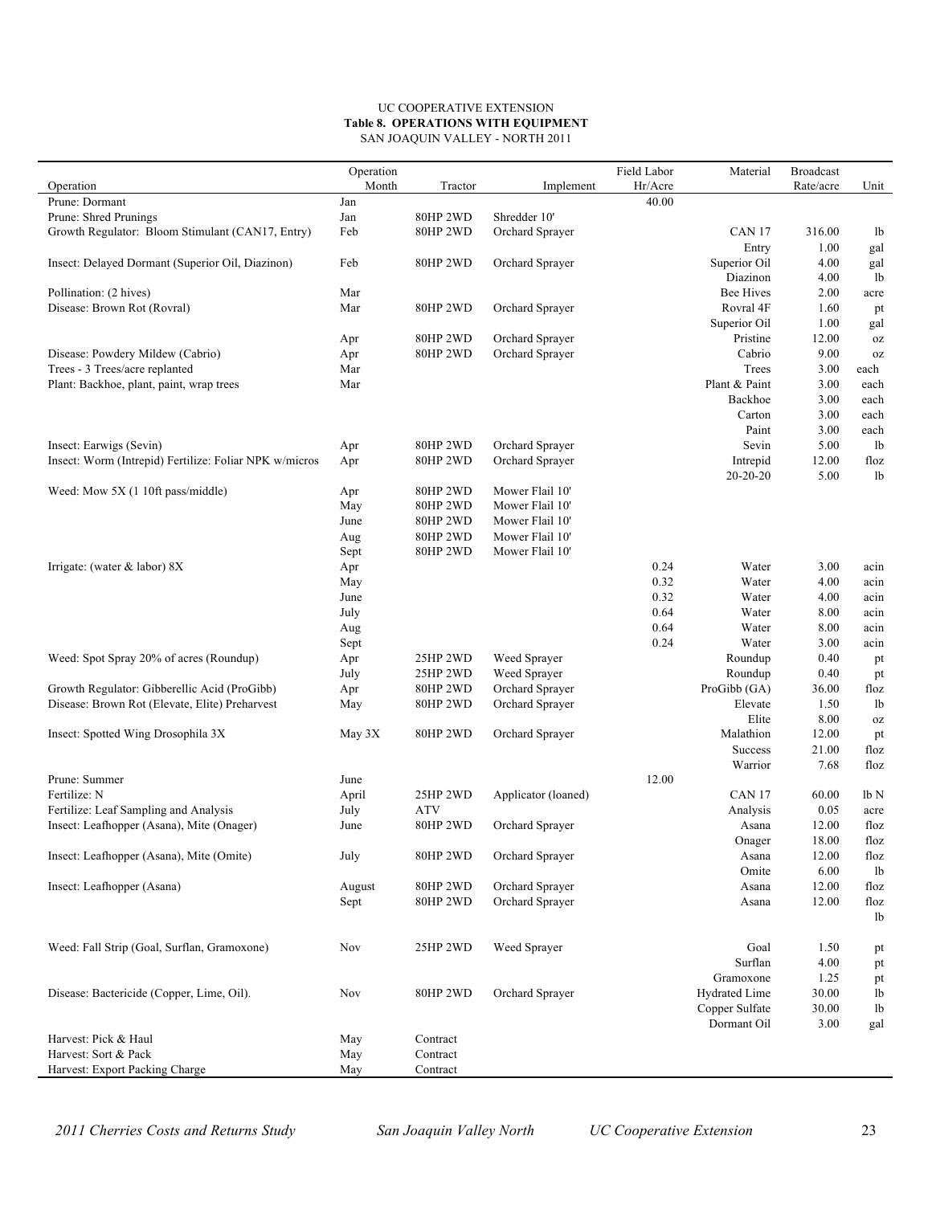UC COOPERATIVE EXTENSION
**Table 8. OPERATIONS WITH EQUIPMENT**
SAN JOAQUIN VALLEY - NORTH 2011

| Operation | Operation Month | Tractor | Implement | Field Labor Hr/Acre | Material | Broadcast Rate/acre | Unit |
|---|---|---|---|---|---|---|---|
| Prune: Dormant | Jan | | | 40.00 | | | |
| Prune: Shred Prunings | Jan | 80HP 2WD | Shredder 10' | | | | |
| Growth Regulator: Bloom Stimulant (CAN17, Entry) | Feb | 80HP 2WD | Orchard Sprayer | | CAN 17 | 316.00 | lb |
| | | | | | Entry | 1.00 | gal |
| Insect: Delayed Dormant (Superior Oil, Diazinon) | Feb | 80HP 2WD | Orchard Sprayer | | Superior Oil | 4.00 | gal |
| | | | | | Diazinon | 4.00 | lb |
| Pollination: (2 hives) | Mar | | | | Bee Hives | 2.00 | acre |
| Disease: Brown Rot (Rovral) | Mar | 80HP 2WD | Orchard Sprayer | | Rovral 4F | 1.60 | pt |
| | | | | | Superior Oil | 1.00 | gal |
| | Apr | 80HP 2WD | Orchard Sprayer | | Pristine | 12.00 | oz |
| Disease: Powdery Mildew (Cabrio) | Apr | 80HP 2WD | Orchard Sprayer | | Cabrio | 9.00 | oz |
| Trees - 3 Trees/acre replanted | Mar | | | | Trees | 3.00 | each |
| Plant: Backhoe, plant, paint, wrap trees | Mar | | | | Plant & Paint | 3.00 | each |
| | | | | | Backhoe | 3.00 | each |
| | | | | | Carton | 3.00 | each |
| | | | | | Paint | 3.00 | each |
| Insect: Earwigs (Sevin) | Apr | 80HP 2WD | Orchard Sprayer | | Sevin | 5.00 | lb |
| Insect: Worm (Intrepid) Fertilize: Foliar NPK w/micros | Apr | 80HP 2WD | Orchard Sprayer | | Intrepid | 12.00 | floz |
| | | | | | 20-20-20 | 5.00 | lb |
| Weed: Mow 5X (1 10ft pass/middle) | Apr | 80HP 2WD | Mower Flail 10' | | | | |
| | May | 80HP 2WD | Mower Flail 10' | | | | |
| | June | 80HP 2WD | Mower Flail 10' | | | | |
| | Aug | 80HP 2WD | Mower Flail 10' | | | | |
| | Sept | 80HP 2WD | Mower Flail 10' | | | | |
| Irrigate: (water & labor) 8X | Apr | | | 0.24 | Water | 3.00 | acin |
| | May | | | 0.32 | Water | 4.00 | acin |
| | June | | | 0.32 | Water | 4.00 | acin |
| | July | | | 0.64 | Water | 8.00 | acin |
| | Aug | | | 0.64 | Water | 8.00 | acin |
| | Sept | | | 0.24 | Water | 3.00 | acin |
| Weed: Spot Spray 20% of acres (Roundup) | Apr | 25HP 2WD | Weed Sprayer | | Roundup | 0.40 | pt |
| | July | 25HP 2WD | Weed Sprayer | | Roundup | 0.40 | pt |
| Growth Regulator: Gibberellic Acid (ProGibb) | Apr | 80HP 2WD | Orchard Sprayer | | ProGibb (GA) | 36.00 | floz |
| Disease: Brown Rot (Elevate, Elite) Preharvest | May | 80HP 2WD | Orchard Sprayer | | Elevate | 1.50 | lb |
| | | | | | Elite | 8.00 | oz |
| Insect: Spotted Wing Drosophila 3X | May 3X | 80HP 2WD | Orchard Sprayer | | Malathion | 12.00 | pt |
| | | | | | Success | 21.00 | floz |
| | | | | | Warrior | 7.68 | floz |
| Prune: Summer | June | | | 12.00 | | | |
| Fertilize: N | April | 25HP 2WD | Applicator (loaned) | | CAN 17 | 60.00 | lb N |
| Fertilize: Leaf Sampling and Analysis | July | ATV | | | Analysis | 0.05 | acre |
| Insect: Leafhopper (Asana), Mite (Onager) | June | 80HP 2WD | Orchard Sprayer | | Asana | 12.00 | floz |
| | | | | | Onager | 18.00 | floz |
| Insect: Leafhopper (Asana), Mite (Omite) | July | 80HP 2WD | Orchard Sprayer | | Asana | 12.00 | floz |
| | | | | | Omite | 6.00 | lb |
| Insect: Leafhopper (Asana) | August | 80HP 2WD | Orchard Sprayer | | Asana | 12.00 | floz |
| | Sept | 80HP 2WD | Orchard Sprayer | | Asana | 12.00 | floz |
| | | | | | | | lb |
| Weed: Fall Strip (Goal, Surflan, Gramoxone) | Nov | 25HP 2WD | Weed Sprayer | | Goal | 1.50 | pt |
| | | | | | Surflan | 4.00 | pt |
| | | | | | Gramoxone | 1.25 | pt |
| Disease: Bactericide (Copper, Lime, Oil). | Nov | 80HP 2WD | Orchard Sprayer | | Hydrated Lime | 30.00 | lb |
| | | | | | Copper Sulfate | 30.00 | lb |
| | | | | | Dormant Oil | 3.00 | gal |
| Harvest: Pick & Haul | May | Contract | | | | | |
| Harvest: Sort & Pack | May | Contract | | | | | |
| Harvest: Export Packing Charge | May | Contract | | | | | |